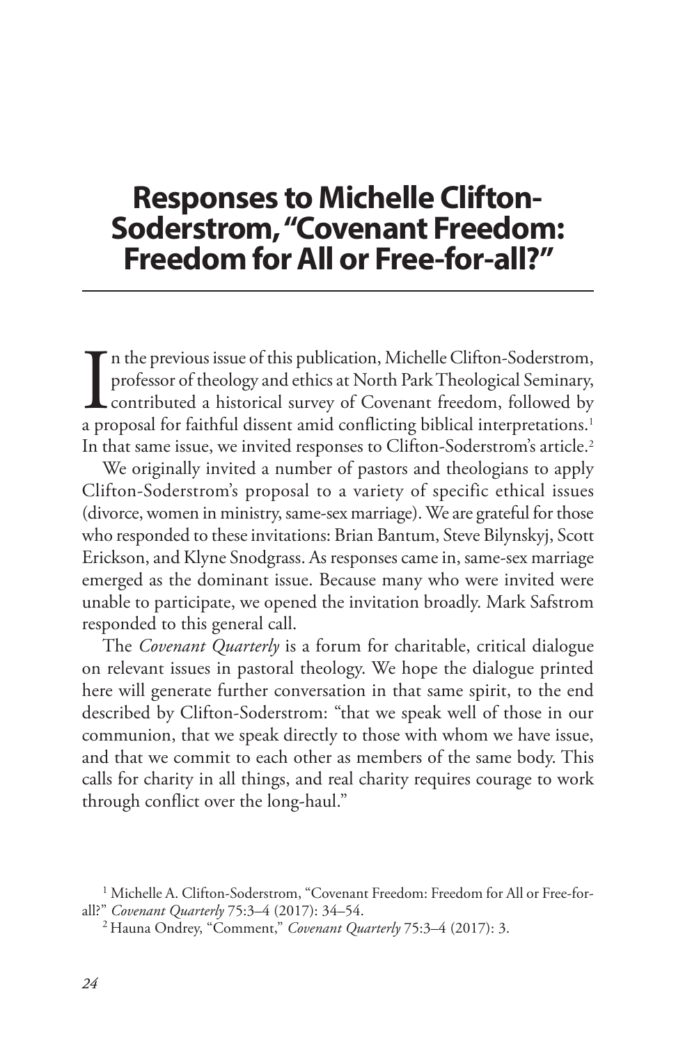# Responses to Michelle Clifton-Soderstrom, "Covenant Freedom: Freedom for All or Free-for-all?"

In the previous issue of this publication, Michelle Clifton-Soderstrom, professor of theology and ethics at North Park Theological Seminary, contributed a historical survey of Covenant freedom, followed by a proposal for faithful dissent amid conflicting biblical interpretations.[1] In that same issue, we invited responses to Clifton-Soderstrom's article.[2]

We originally invited a number of pastors and theologians to apply Clifton-Soderstrom's proposal to a variety of specific ethical issues (divorce, women in ministry, same-sex marriage). We are grateful for those who responded to these invitations: Brian Bantum, Steve Bilynskyj, Scott Erickson, and Klyne Snodgrass. As responses came in, same-sex marriage emerged as the dominant issue. Because many who were invited were unable to participate, we opened the invitation broadly. Mark Safstrom responded to this general call.

The *Covenant Quarterly* is a forum for charitable, critical dialogue on relevant issues in pastoral theology. We hope the dialogue printed here will generate further conversation in that same spirit, to the end described by Clifton-Soderstrom: "that we speak well of those in our communion, that we speak directly to those with whom we have issue, and that we commit to each other as members of the same body. This calls for charity in all things, and real charity requires courage to work through conflict over the long-haul."

[1] Michelle A. Clifton-Soderstrom, "Covenant Freedom: Freedom for All or Free-for-all?" *Covenant Quarterly* 75:3–4 (2017): 34–54.

[2] Hauna Ondrey, "Comment," *Covenant Quarterly* 75:3–4 (2017): 3.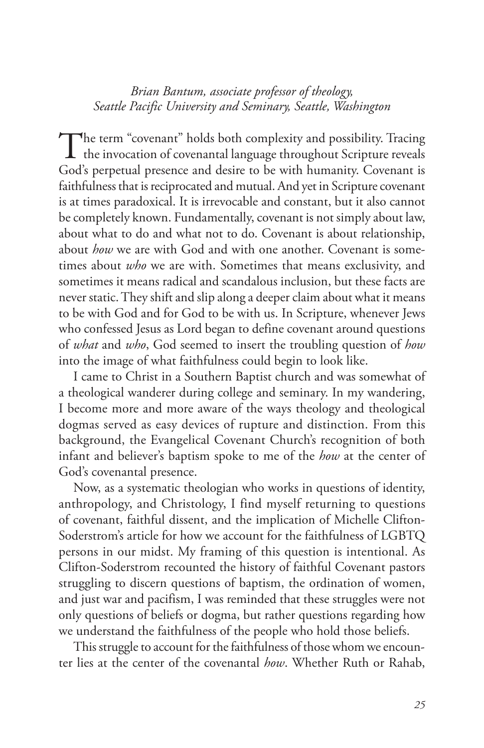*Brian Bantum, associate professor of theology, Seattle Pacific University and Seminary, Seattle, Washington*

The term "covenant" holds both complexity and possibility. Tracing the invocation of covenantal language throughout Scripture reveals God's perpetual presence and desire to be with humanity. Covenant is faithfulness that is reciprocated and mutual. And yet in Scripture covenant is at times paradoxical. It is irrevocable and constant, but it also cannot be completely known. Fundamentally, covenant is not simply about law, about what to do and what not to do. Covenant is about relationship, about *how* we are with God and with one another. Covenant is sometimes about *who* we are with. Sometimes that means exclusivity, and sometimes it means radical and scandalous inclusion, but these facts are never static. They shift and slip along a deeper claim about what it means to be with God and for God to be with us. In Scripture, whenever Jews who confessed Jesus as Lord began to define covenant around questions of *what* and *who*, God seemed to insert the troubling question of *how* into the image of what faithfulness could begin to look like.

I came to Christ in a Southern Baptist church and was somewhat of a theological wanderer during college and seminary. In my wandering, I become more and more aware of the ways theology and theological dogmas served as easy devices of rupture and distinction. From this background, the Evangelical Covenant Church's recognition of both infant and believer's baptism spoke to me of the *how* at the center of God's covenantal presence.

Now, as a systematic theologian who works in questions of identity, anthropology, and Christology, I find myself returning to questions of covenant, faithful dissent, and the implication of Michelle Clifton-Soderstrom's article for how we account for the faithfulness of LGBTQ persons in our midst. My framing of this question is intentional. As Clifton-Soderstrom recounted the history of faithful Covenant pastors struggling to discern questions of baptism, the ordination of women, and just war and pacifism, I was reminded that these struggles were not only questions of beliefs or dogma, but rather questions regarding how we understand the faithfulness of the people who hold those beliefs.

This struggle to account for the faithfulness of those whom we encounter lies at the center of the covenantal *how*. Whether Ruth or Rahab,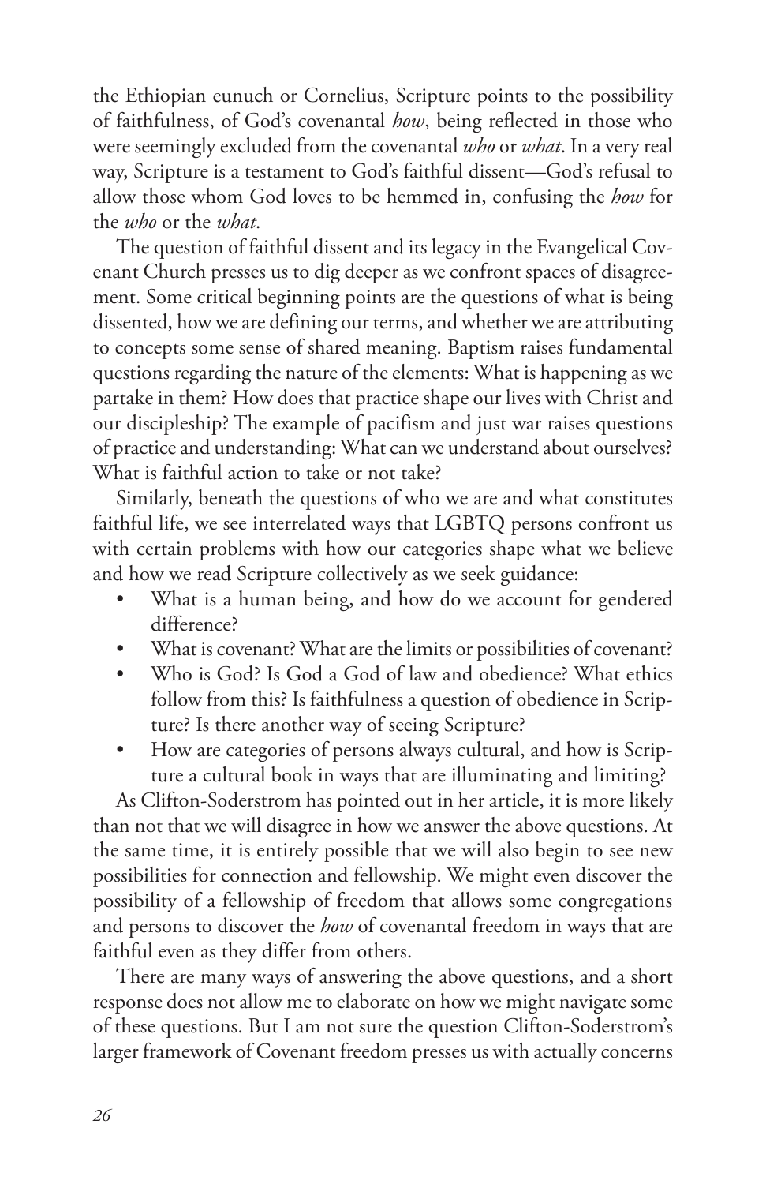the Ethiopian eunuch or Cornelius, Scripture points to the possibility of faithfulness, of God's covenantal *how*, being reflected in those who were seemingly excluded from the covenantal *who* or *what*. In a very real way, Scripture is a testament to God's faithful dissent—God's refusal to allow those whom God loves to be hemmed in, confusing the *how* for the *who* or the *what*.

The question of faithful dissent and its legacy in the Evangelical Covenant Church presses us to dig deeper as we confront spaces of disagreement. Some critical beginning points are the questions of what is being dissented, how we are defining our terms, and whether we are attributing to concepts some sense of shared meaning. Baptism raises fundamental questions regarding the nature of the elements: What is happening as we partake in them? How does that practice shape our lives with Christ and our discipleship? The example of pacifism and just war raises questions of practice and understanding: What can we understand about ourselves? What is faithful action to take or not take?

Similarly, beneath the questions of who we are and what constitutes faithful life, we see interrelated ways that LGBTQ persons confront us with certain problems with how our categories shape what we believe and how we read Scripture collectively as we seek guidance:

- What is a human being, and how do we account for gendered difference?
- What is covenant? What are the limits or possibilities of covenant?
- Who is God? Is God a God of law and obedience? What ethics follow from this? Is faithfulness a question of obedience in Scripture? Is there another way of seeing Scripture?
- How are categories of persons always cultural, and how is Scripture a cultural book in ways that are illuminating and limiting?

As Clifton-Soderstrom has pointed out in her article, it is more likely than not that we will disagree in how we answer the above questions. At the same time, it is entirely possible that we will also begin to see new possibilities for connection and fellowship. We might even discover the possibility of a fellowship of freedom that allows some congregations and persons to discover the *how* of covenantal freedom in ways that are faithful even as they differ from others.

There are many ways of answering the above questions, and a short response does not allow me to elaborate on how we might navigate some of these questions. But I am not sure the question Clifton-Soderstrom's larger framework of Covenant freedom presses us with actually concerns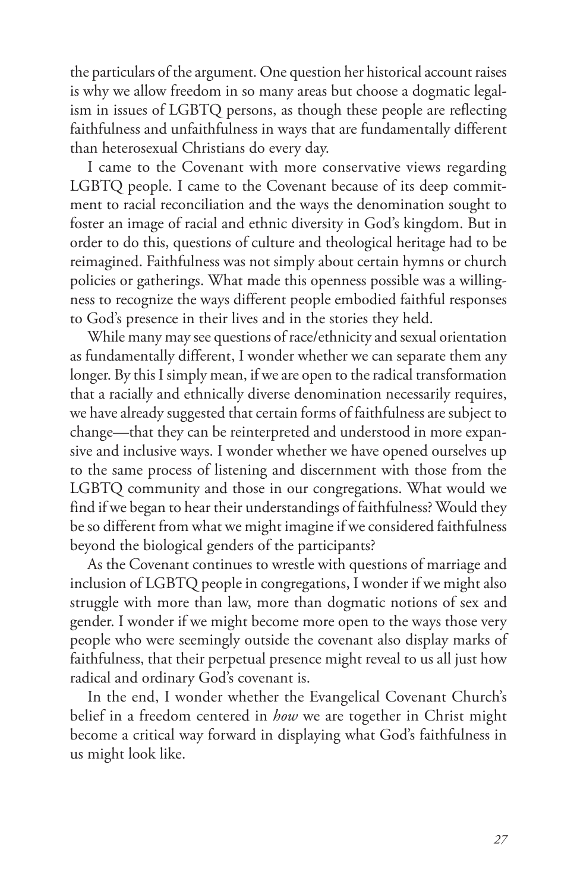the particulars of the argument. One question her historical account raises is why we allow freedom in so many areas but choose a dogmatic legalism in issues of LGBTQ persons, as though these people are reflecting faithfulness and unfaithfulness in ways that are fundamentally different than heterosexual Christians do every day.

I came to the Covenant with more conservative views regarding LGBTQ people. I came to the Covenant because of its deep commitment to racial reconciliation and the ways the denomination sought to foster an image of racial and ethnic diversity in God's kingdom. But in order to do this, questions of culture and theological heritage had to be reimagined. Faithfulness was not simply about certain hymns or church policies or gatherings. What made this openness possible was a willingness to recognize the ways different people embodied faithful responses to God's presence in their lives and in the stories they held.

While many may see questions of race/ethnicity and sexual orientation as fundamentally different, I wonder whether we can separate them any longer. By this I simply mean, if we are open to the radical transformation that a racially and ethnically diverse denomination necessarily requires, we have already suggested that certain forms of faithfulness are subject to change—that they can be reinterpreted and understood in more expansive and inclusive ways. I wonder whether we have opened ourselves up to the same process of listening and discernment with those from the LGBTQ community and those in our congregations. What would we find if we began to hear their understandings of faithfulness? Would they be so different from what we might imagine if we considered faithfulness beyond the biological genders of the participants?

As the Covenant continues to wrestle with questions of marriage and inclusion of LGBTQ people in congregations, I wonder if we might also struggle with more than law, more than dogmatic notions of sex and gender. I wonder if we might become more open to the ways those very people who were seemingly outside the covenant also display marks of faithfulness, that their perpetual presence might reveal to us all just how radical and ordinary God's covenant is.

In the end, I wonder whether the Evangelical Covenant Church's belief in a freedom centered in *how* we are together in Christ might become a critical way forward in displaying what God's faithfulness in us might look like.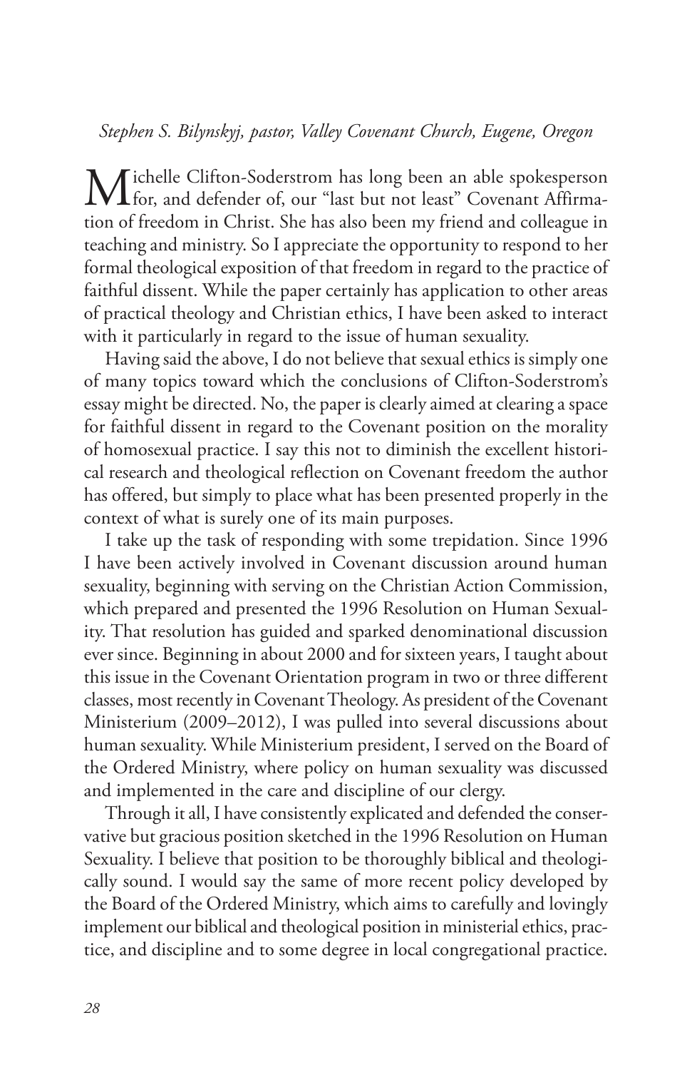*Stephen S. Bilynskyj, pastor, Valley Covenant Church, Eugene, Oregon*

Michelle Clifton-Soderstrom has long been an able spokesperson for, and defender of, our "last but not least" Covenant Affirmation of freedom in Christ. She has also been my friend and colleague in teaching and ministry. So I appreciate the opportunity to respond to her formal theological exposition of that freedom in regard to the practice of faithful dissent. While the paper certainly has application to other areas of practical theology and Christian ethics, I have been asked to interact with it particularly in regard to the issue of human sexuality.

Having said the above, I do not believe that sexual ethics is simply one of many topics toward which the conclusions of Clifton-Soderstrom's essay might be directed. No, the paper is clearly aimed at clearing a space for faithful dissent in regard to the Covenant position on the morality of homosexual practice. I say this not to diminish the excellent historical research and theological reflection on Covenant freedom the author has offered, but simply to place what has been presented properly in the context of what is surely one of its main purposes.

I take up the task of responding with some trepidation. Since 1996 I have been actively involved in Covenant discussion around human sexuality, beginning with serving on the Christian Action Commission, which prepared and presented the 1996 Resolution on Human Sexuality. That resolution has guided and sparked denominational discussion ever since. Beginning in about 2000 and for sixteen years, I taught about this issue in the Covenant Orientation program in two or three different classes, most recently in Covenant Theology. As president of the Covenant Ministerium (2009–2012), I was pulled into several discussions about human sexuality. While Ministerium president, I served on the Board of the Ordered Ministry, where policy on human sexuality was discussed and implemented in the care and discipline of our clergy.

Through it all, I have consistently explicated and defended the conservative but gracious position sketched in the 1996 Resolution on Human Sexuality. I believe that position to be thoroughly biblical and theologically sound. I would say the same of more recent policy developed by the Board of the Ordered Ministry, which aims to carefully and lovingly implement our biblical and theological position in ministerial ethics, practice, and discipline and to some degree in local congregational practice.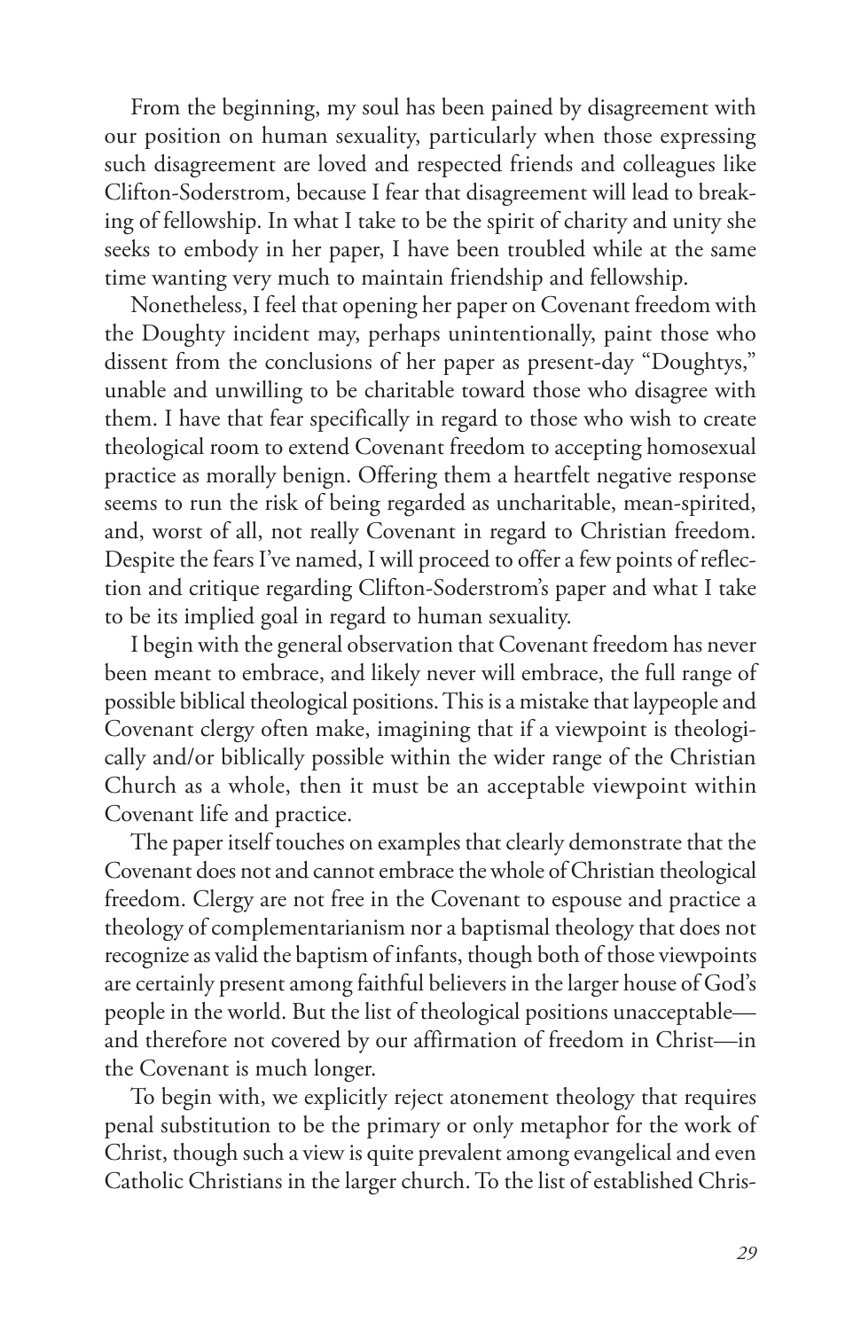From the beginning, my soul has been pained by disagreement with our position on human sexuality, particularly when those expressing such disagreement are loved and respected friends and colleagues like Clifton-Soderstrom, because I fear that disagreement will lead to breaking of fellowship. In what I take to be the spirit of charity and unity she seeks to embody in her paper, I have been troubled while at the same time wanting very much to maintain friendship and fellowship.

Nonetheless, I feel that opening her paper on Covenant freedom with the Doughty incident may, perhaps unintentionally, paint those who dissent from the conclusions of her paper as present-day "Doughtys," unable and unwilling to be charitable toward those who disagree with them. I have that fear specifically in regard to those who wish to create theological room to extend Covenant freedom to accepting homosexual practice as morally benign. Offering them a heartfelt negative response seems to run the risk of being regarded as uncharitable, mean-spirited, and, worst of all, not really Covenant in regard to Christian freedom. Despite the fears I've named, I will proceed to offer a few points of reflection and critique regarding Clifton-Soderstrom's paper and what I take to be its implied goal in regard to human sexuality.

I begin with the general observation that Covenant freedom has never been meant to embrace, and likely never will embrace, the full range of possible biblical theological positions. This is a mistake that laypeople and Covenant clergy often make, imagining that if a viewpoint is theologically and/or biblically possible within the wider range of the Christian Church as a whole, then it must be an acceptable viewpoint within Covenant life and practice.

The paper itself touches on examples that clearly demonstrate that the Covenant does not and cannot embrace the whole of Christian theological freedom. Clergy are not free in the Covenant to espouse and practice a theology of complementarianism nor a baptismal theology that does not recognize as valid the baptism of infants, though both of those viewpoints are certainly present among faithful believers in the larger house of God's people in the world. But the list of theological positions unacceptable—and therefore not covered by our affirmation of freedom in Christ—in the Covenant is much longer.

To begin with, we explicitly reject atonement theology that requires penal substitution to be the primary or only metaphor for the work of Christ, though such a view is quite prevalent among evangelical and even Catholic Christians in the larger church. To the list of established Chris-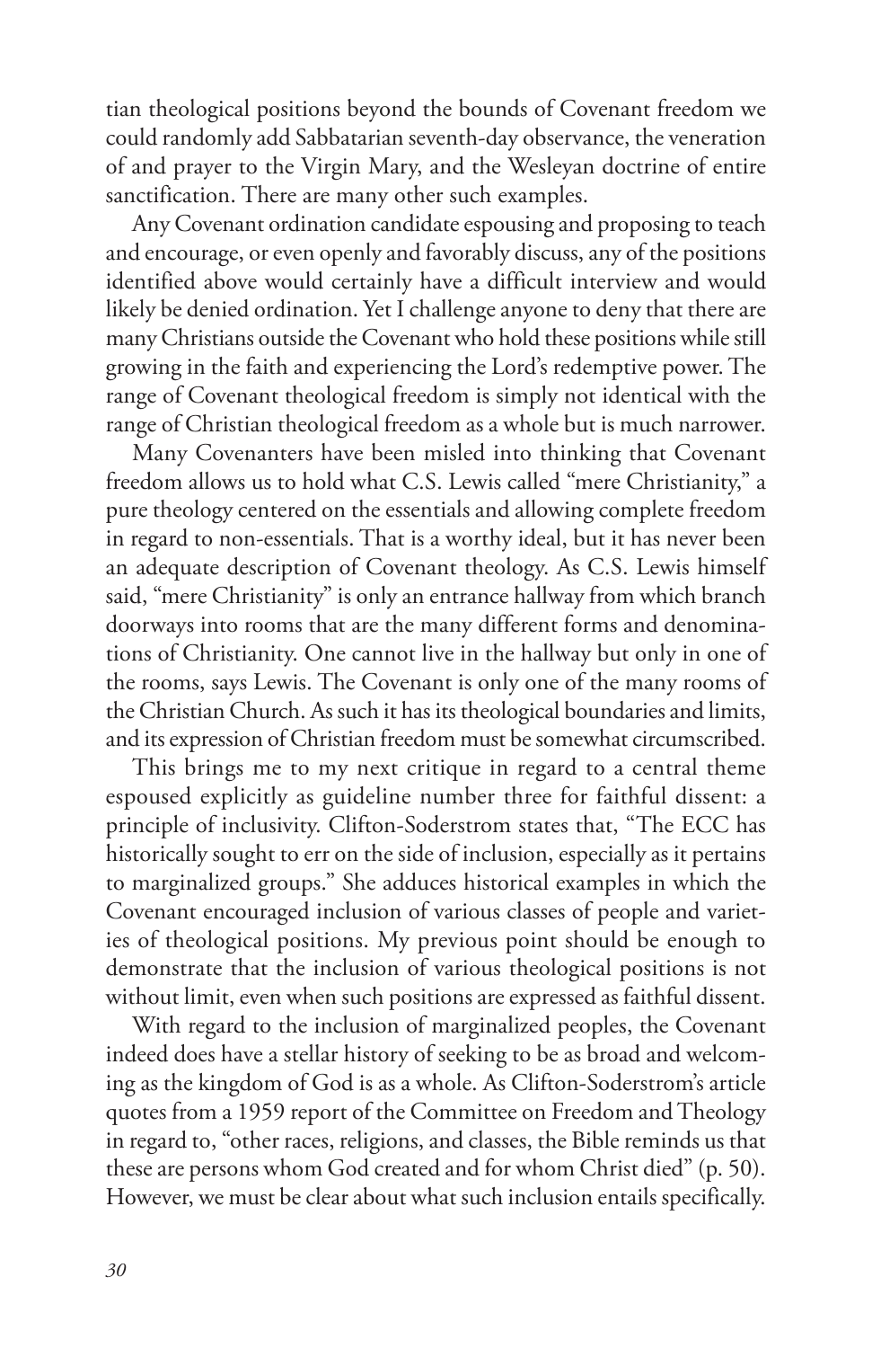tian theological positions beyond the bounds of Covenant freedom we could randomly add Sabbatarian seventh-day observance, the veneration of and prayer to the Virgin Mary, and the Wesleyan doctrine of entire sanctification. There are many other such examples.

Any Covenant ordination candidate espousing and proposing to teach and encourage, or even openly and favorably discuss, any of the positions identified above would certainly have a difficult interview and would likely be denied ordination. Yet I challenge anyone to deny that there are many Christians outside the Covenant who hold these positions while still growing in the faith and experiencing the Lord's redemptive power. The range of Covenant theological freedom is simply not identical with the range of Christian theological freedom as a whole but is much narrower.

Many Covenanters have been misled into thinking that Covenant freedom allows us to hold what C.S. Lewis called "mere Christianity," a pure theology centered on the essentials and allowing complete freedom in regard to non-essentials. That is a worthy ideal, but it has never been an adequate description of Covenant theology. As C.S. Lewis himself said, "mere Christianity" is only an entrance hallway from which branch doorways into rooms that are the many different forms and denominations of Christianity. One cannot live in the hallway but only in one of the rooms, says Lewis. The Covenant is only one of the many rooms of the Christian Church. As such it has its theological boundaries and limits, and its expression of Christian freedom must be somewhat circumscribed.

This brings me to my next critique in regard to a central theme espoused explicitly as guideline number three for faithful dissent: a principle of inclusivity. Clifton-Soderstrom states that, "The ECC has historically sought to err on the side of inclusion, especially as it pertains to marginalized groups." She adduces historical examples in which the Covenant encouraged inclusion of various classes of people and varieties of theological positions. My previous point should be enough to demonstrate that the inclusion of various theological positions is not without limit, even when such positions are expressed as faithful dissent.

With regard to the inclusion of marginalized peoples, the Covenant indeed does have a stellar history of seeking to be as broad and welcoming as the kingdom of God is as a whole. As Clifton-Soderstrom's article quotes from a 1959 report of the Committee on Freedom and Theology in regard to, "other races, religions, and classes, the Bible reminds us that these are persons whom God created and for whom Christ died" (p. 50). However, we must be clear about what such inclusion entails specifically.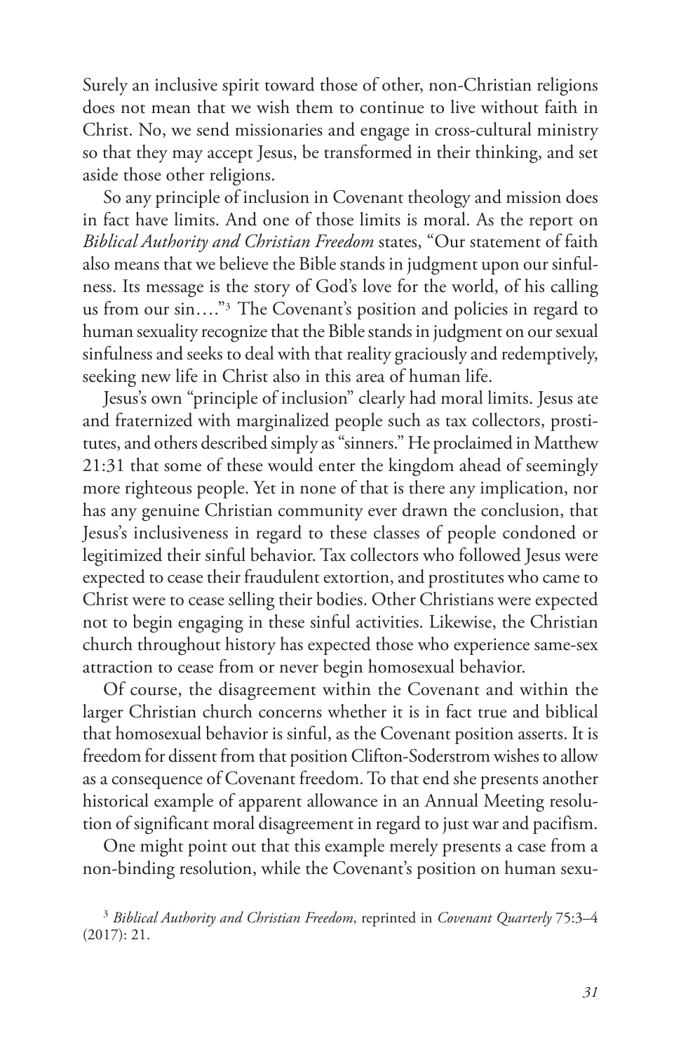Surely an inclusive spirit toward those of other, non-Christian religions does not mean that we wish them to continue to live without faith in Christ. No, we send missionaries and engage in cross-cultural ministry so that they may accept Jesus, be transformed in their thinking, and set aside those other religions.

So any principle of inclusion in Covenant theology and mission does in fact have limits. And one of those limits is moral. As the report on *Biblical Authority and Christian Freedom* states, "Our statement of faith also means that we believe the Bible stands in judgment upon our sinfulness. Its message is the story of God's love for the world, of his calling us from our sin…."[3] The Covenant's position and policies in regard to human sexuality recognize that the Bible stands in judgment on our sexual sinfulness and seeks to deal with that reality graciously and redemptively, seeking new life in Christ also in this area of human life.

Jesus's own "principle of inclusion" clearly had moral limits. Jesus ate and fraternized with marginalized people such as tax collectors, prostitutes, and others described simply as "sinners." He proclaimed in Matthew 21:31 that some of these would enter the kingdom ahead of seemingly more righteous people. Yet in none of that is there any implication, nor has any genuine Christian community ever drawn the conclusion, that Jesus's inclusiveness in regard to these classes of people condoned or legitimized their sinful behavior. Tax collectors who followed Jesus were expected to cease their fraudulent extortion, and prostitutes who came to Christ were to cease selling their bodies. Other Christians were expected not to begin engaging in these sinful activities. Likewise, the Christian church throughout history has expected those who experience same-sex attraction to cease from or never begin homosexual behavior.

Of course, the disagreement within the Covenant and within the larger Christian church concerns whether it is in fact true and biblical that homosexual behavior is sinful, as the Covenant position asserts. It is freedom for dissent from that position Clifton-Soderstrom wishes to allow as a consequence of Covenant freedom. To that end she presents another historical example of apparent allowance in an Annual Meeting resolution of significant moral disagreement in regard to just war and pacifism.

One might point out that this example merely presents a case from a non-binding resolution, while the Covenant's position on human sexu-

[3] *Biblical Authority and Christian Freedom*, reprinted in *Covenant Quarterly* 75:3–4 (2017): 21.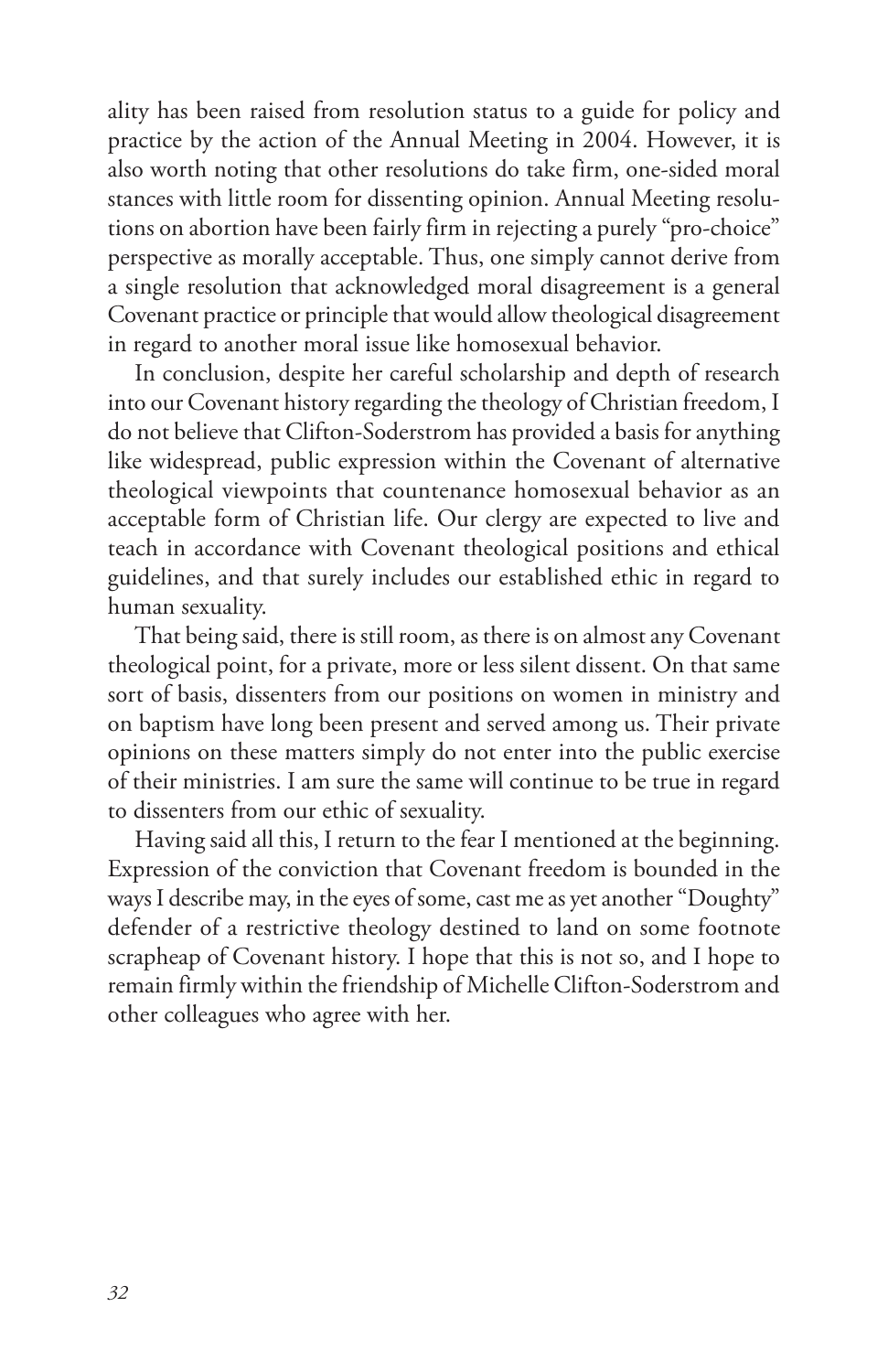ality has been raised from resolution status to a guide for policy and practice by the action of the Annual Meeting in 2004. However, it is also worth noting that other resolutions do take firm, one-sided moral stances with little room for dissenting opinion. Annual Meeting resolutions on abortion have been fairly firm in rejecting a purely "pro-choice" perspective as morally acceptable. Thus, one simply cannot derive from a single resolution that acknowledged moral disagreement is a general Covenant practice or principle that would allow theological disagreement in regard to another moral issue like homosexual behavior.

In conclusion, despite her careful scholarship and depth of research into our Covenant history regarding the theology of Christian freedom, I do not believe that Clifton-Soderstrom has provided a basis for anything like widespread, public expression within the Covenant of alternative theological viewpoints that countenance homosexual behavior as an acceptable form of Christian life. Our clergy are expected to live and teach in accordance with Covenant theological positions and ethical guidelines, and that surely includes our established ethic in regard to human sexuality.

That being said, there is still room, as there is on almost any Covenant theological point, for a private, more or less silent dissent. On that same sort of basis, dissenters from our positions on women in ministry and on baptism have long been present and served among us. Their private opinions on these matters simply do not enter into the public exercise of their ministries. I am sure the same will continue to be true in regard to dissenters from our ethic of sexuality.

Having said all this, I return to the fear I mentioned at the beginning. Expression of the conviction that Covenant freedom is bounded in the ways I describe may, in the eyes of some, cast me as yet another "Doughty" defender of a restrictive theology destined to land on some footnote scrapheap of Covenant history. I hope that this is not so, and I hope to remain firmly within the friendship of Michelle Clifton-Soderstrom and other colleagues who agree with her.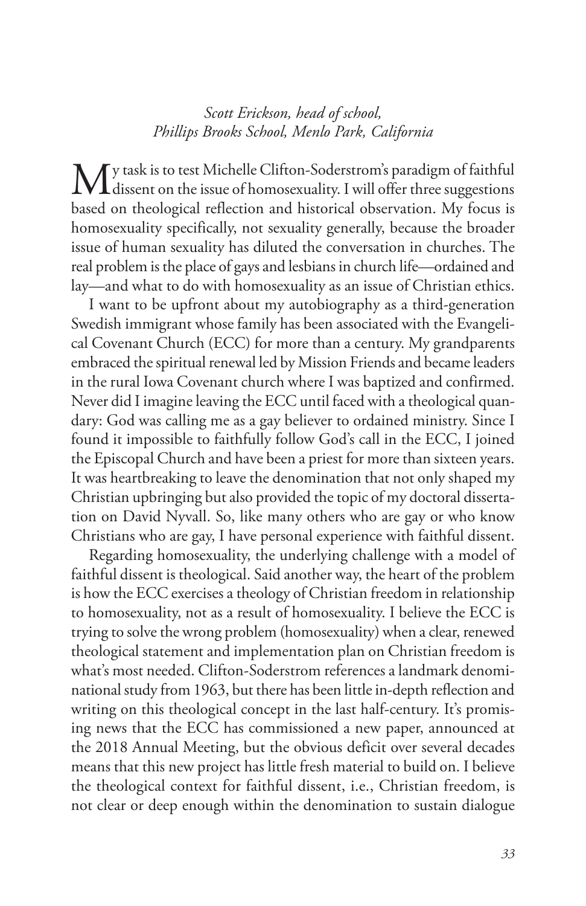*Scott Erickson, head of school,*
*Phillips Brooks School, Menlo Park, California*

My task is to test Michelle Clifton-Soderstrom's paradigm of faithful dissent on the issue of homosexuality. I will offer three suggestions based on theological reflection and historical observation. My focus is homosexuality specifically, not sexuality generally, because the broader issue of human sexuality has diluted the conversation in churches. The real problem is the place of gays and lesbians in church life—ordained and lay—and what to do with homosexuality as an issue of Christian ethics.

I want to be upfront about my autobiography as a third-generation Swedish immigrant whose family has been associated with the Evangelical Covenant Church (ECC) for more than a century. My grandparents embraced the spiritual renewal led by Mission Friends and became leaders in the rural Iowa Covenant church where I was baptized and confirmed. Never did I imagine leaving the ECC until faced with a theological quandary: God was calling me as a gay believer to ordained ministry. Since I found it impossible to faithfully follow God's call in the ECC, I joined the Episcopal Church and have been a priest for more than sixteen years. It was heartbreaking to leave the denomination that not only shaped my Christian upbringing but also provided the topic of my doctoral dissertation on David Nyvall. So, like many others who are gay or who know Christians who are gay, I have personal experience with faithful dissent.

Regarding homosexuality, the underlying challenge with a model of faithful dissent is theological. Said another way, the heart of the problem is how the ECC exercises a theology of Christian freedom in relationship to homosexuality, not as a result of homosexuality. I believe the ECC is trying to solve the wrong problem (homosexuality) when a clear, renewed theological statement and implementation plan on Christian freedom is what's most needed. Clifton-Soderstrom references a landmark denominational study from 1963, but there has been little in-depth reflection and writing on this theological concept in the last half-century. It's promising news that the ECC has commissioned a new paper, announced at the 2018 Annual Meeting, but the obvious deficit over several decades means that this new project has little fresh material to build on. I believe the theological context for faithful dissent, i.e., Christian freedom, is not clear or deep enough within the denomination to sustain dialogue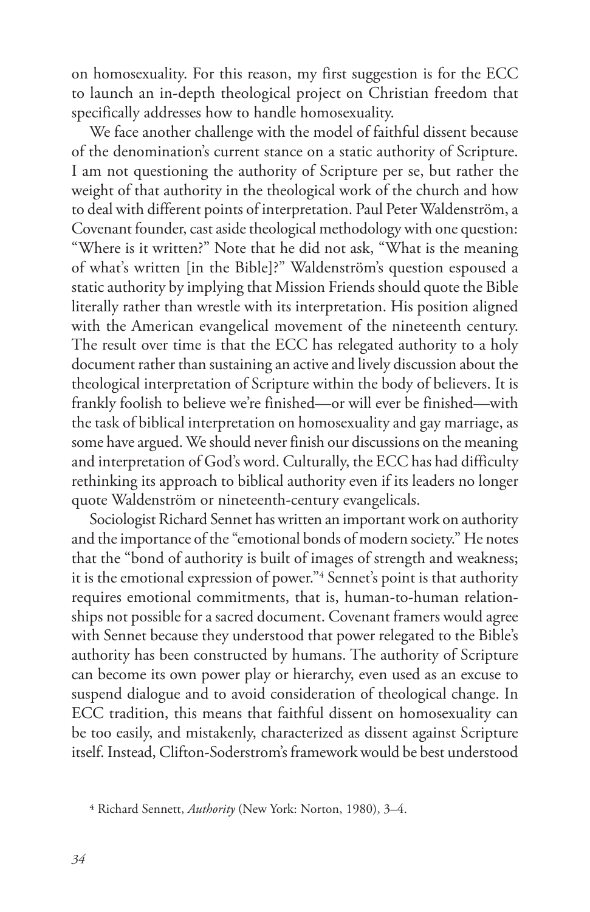on homosexuality. For this reason, my first suggestion is for the ECC to launch an in-depth theological project on Christian freedom that specifically addresses how to handle homosexuality.

We face another challenge with the model of faithful dissent because of the denomination's current stance on a static authority of Scripture. I am not questioning the authority of Scripture per se, but rather the weight of that authority in the theological work of the church and how to deal with different points of interpretation. Paul Peter Waldenström, a Covenant founder, cast aside theological methodology with one question: "Where is it written?" Note that he did not ask, "What is the meaning of what's written [in the Bible]?" Waldenström's question espoused a static authority by implying that Mission Friends should quote the Bible literally rather than wrestle with its interpretation. His position aligned with the American evangelical movement of the nineteenth century. The result over time is that the ECC has relegated authority to a holy document rather than sustaining an active and lively discussion about the theological interpretation of Scripture within the body of believers. It is frankly foolish to believe we're finished—or will ever be finished—with the task of biblical interpretation on homosexuality and gay marriage, as some have argued. We should never finish our discussions on the meaning and interpretation of God's word. Culturally, the ECC has had difficulty rethinking its approach to biblical authority even if its leaders no longer quote Waldenström or nineteenth-century evangelicals.

Sociologist Richard Sennet has written an important work on authority and the importance of the "emotional bonds of modern society." He notes that the "bond of authority is built of images of strength and weakness; it is the emotional expression of power."[4] Sennet's point is that authority requires emotional commitments, that is, human-to-human relationships not possible for a sacred document. Covenant framers would agree with Sennet because they understood that power relegated to the Bible's authority has been constructed by humans. The authority of Scripture can become its own power play or hierarchy, even used as an excuse to suspend dialogue and to avoid consideration of theological change. In ECC tradition, this means that faithful dissent on homosexuality can be too easily, and mistakenly, characterized as dissent against Scripture itself. Instead, Clifton-Soderstrom's framework would be best understood

[4] Richard Sennett, *Authority* (New York: Norton, 1980), 3–4.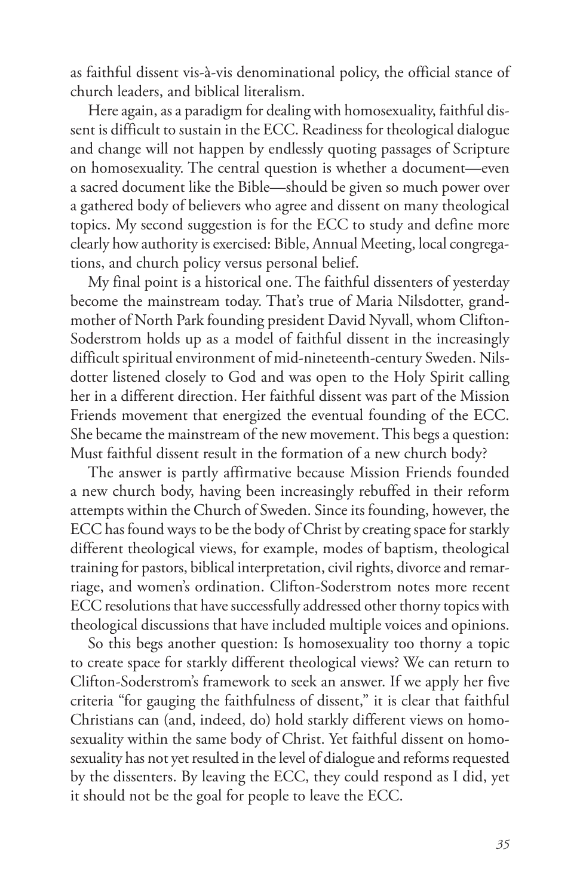as faithful dissent vis-à-vis denominational policy, the official stance of church leaders, and biblical literalism.

Here again, as a paradigm for dealing with homosexuality, faithful dissent is difficult to sustain in the ECC. Readiness for theological dialogue and change will not happen by endlessly quoting passages of Scripture on homosexuality. The central question is whether a document—even a sacred document like the Bible—should be given so much power over a gathered body of believers who agree and dissent on many theological topics. My second suggestion is for the ECC to study and define more clearly how authority is exercised: Bible, Annual Meeting, local congregations, and church policy versus personal belief.

My final point is a historical one. The faithful dissenters of yesterday become the mainstream today. That's true of Maria Nilsdotter, grandmother of North Park founding president David Nyvall, whom Clifton-Soderstrom holds up as a model of faithful dissent in the increasingly difficult spiritual environment of mid-nineteenth-century Sweden. Nilsdotter listened closely to God and was open to the Holy Spirit calling her in a different direction. Her faithful dissent was part of the Mission Friends movement that energized the eventual founding of the ECC. She became the mainstream of the new movement. This begs a question: Must faithful dissent result in the formation of a new church body?

The answer is partly affirmative because Mission Friends founded a new church body, having been increasingly rebuffed in their reform attempts within the Church of Sweden. Since its founding, however, the ECC has found ways to be the body of Christ by creating space for starkly different theological views, for example, modes of baptism, theological training for pastors, biblical interpretation, civil rights, divorce and remarriage, and women's ordination. Clifton-Soderstrom notes more recent ECC resolutions that have successfully addressed other thorny topics with theological discussions that have included multiple voices and opinions.

So this begs another question: Is homosexuality too thorny a topic to create space for starkly different theological views? We can return to Clifton-Soderstrom's framework to seek an answer. If we apply her five criteria "for gauging the faithfulness of dissent," it is clear that faithful Christians can (and, indeed, do) hold starkly different views on homosexuality within the same body of Christ. Yet faithful dissent on homosexuality has not yet resulted in the level of dialogue and reforms requested by the dissenters. By leaving the ECC, they could respond as I did, yet it should not be the goal for people to leave the ECC.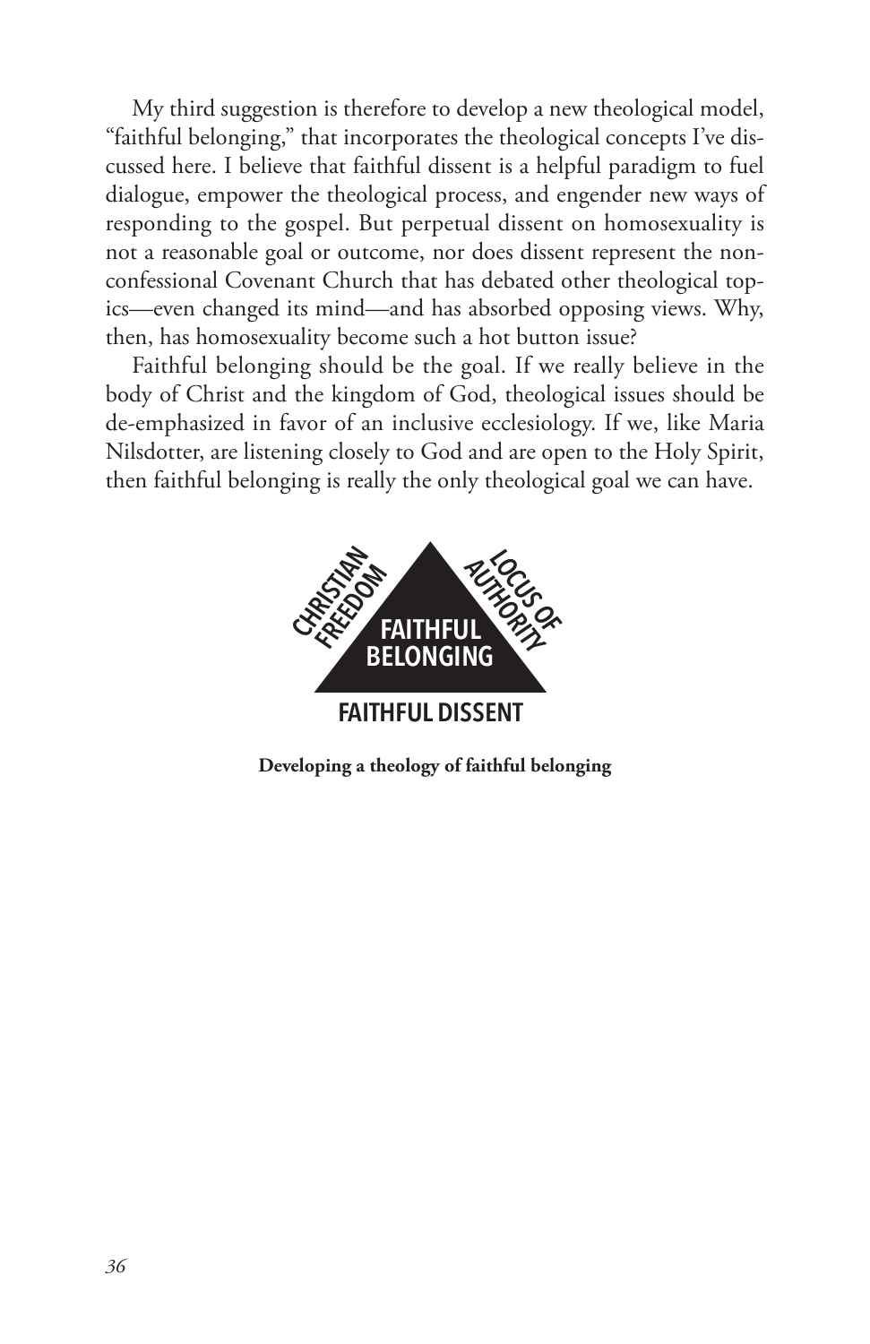My third suggestion is therefore to develop a new theological model, "faithful belonging," that incorporates the theological concepts I've discussed here. I believe that faithful dissent is a helpful paradigm to fuel dialogue, empower the theological process, and engender new ways of responding to the gospel. But perpetual dissent on homosexuality is not a reasonable goal or outcome, nor does dissent represent the non-confessional Covenant Church that has debated other theological topics—even changed its mind—and has absorbed opposing views. Why, then, has homosexuality become such a hot button issue?

Faithful belonging should be the goal. If we really believe in the body of Christ and the kingdom of God, theological issues should be de-emphasized in favor of an inclusive ecclesiology. If we, like Maria Nilsdotter, are listening closely to God and are open to the Holy Spirit, then faithful belonging is really the only theological goal we can have.

CHRISTIAN FREEDOM

LOCUS OF AUTHORITY

FAITHFUL BELONGING

FAITHFUL DISSENT

**Developing a theology of faithful belonging**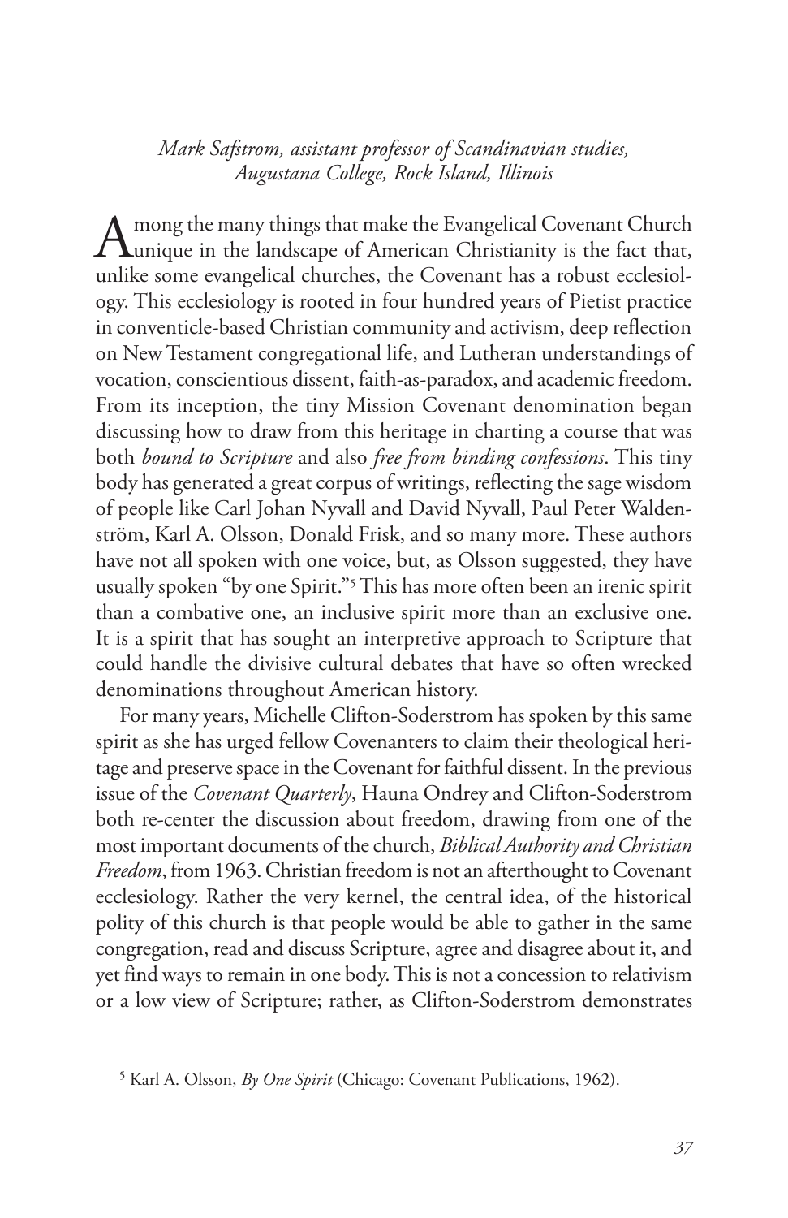*Mark Safstrom, assistant professor of Scandinavian studies, Augustana College, Rock Island, Illinois*

Among the many things that make the Evangelical Covenant Church unique in the landscape of American Christianity is the fact that, unlike some evangelical churches, the Covenant has a robust ecclesiology. This ecclesiology is rooted in four hundred years of Pietist practice in conventicle-based Christian community and activism, deep reflection on New Testament congregational life, and Lutheran understandings of vocation, conscientious dissent, faith-as-paradox, and academic freedom. From its inception, the tiny Mission Covenant denomination began discussing how to draw from this heritage in charting a course that was both *bound to Scripture* and also *free from binding confessions*. This tiny body has generated a great corpus of writings, reflecting the sage wisdom of people like Carl Johan Nyvall and David Nyvall, Paul Peter Waldenström, Karl A. Olsson, Donald Frisk, and so many more. These authors have not all spoken with one voice, but, as Olsson suggested, they have usually spoken "by one Spirit."[5] This has more often been an irenic spirit than a combative one, an inclusive spirit more than an exclusive one. It is a spirit that has sought an interpretive approach to Scripture that could handle the divisive cultural debates that have so often wrecked denominations throughout American history.

For many years, Michelle Clifton-Soderstrom has spoken by this same spirit as she has urged fellow Covenanters to claim their theological heritage and preserve space in the Covenant for faithful dissent. In the previous issue of the *Covenant Quarterly*, Hauna Ondrey and Clifton-Soderstrom both re-center the discussion about freedom, drawing from one of the most important documents of the church, *Biblical Authority and Christian Freedom*, from 1963. Christian freedom is not an afterthought to Covenant ecclesiology. Rather the very kernel, the central idea, of the historical polity of this church is that people would be able to gather in the same congregation, read and discuss Scripture, agree and disagree about it, and yet find ways to remain in one body. This is not a concession to relativism or a low view of Scripture; rather, as Clifton-Soderstrom demonstrates

[5] Karl A. Olsson, *By One Spirit* (Chicago: Covenant Publications, 1962).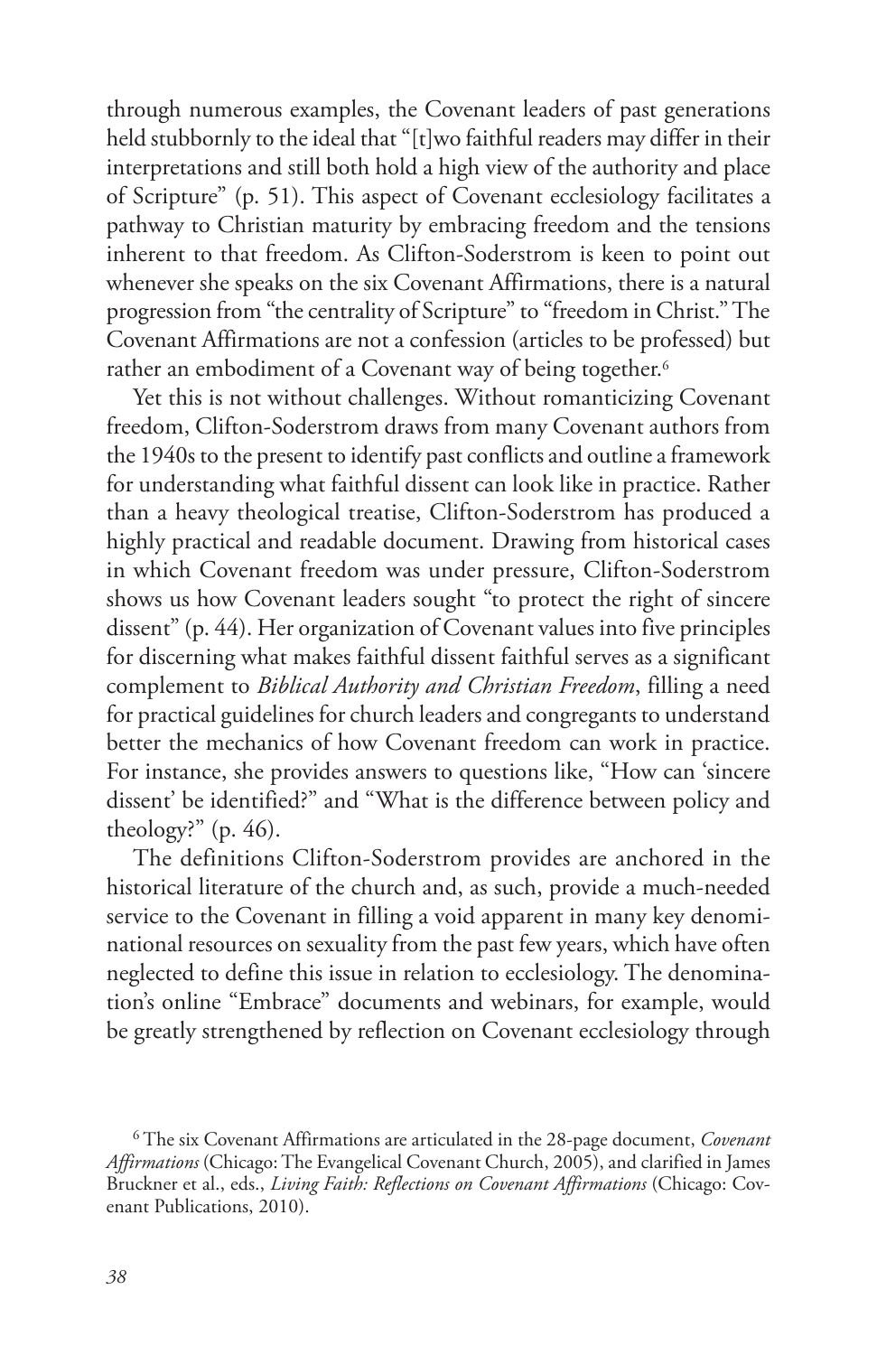through numerous examples, the Covenant leaders of past generations held stubbornly to the ideal that "[t]wo faithful readers may differ in their interpretations and still both hold a high view of the authority and place of Scripture" (p. 51). This aspect of Covenant ecclesiology facilitates a pathway to Christian maturity by embracing freedom and the tensions inherent to that freedom. As Clifton-Soderstrom is keen to point out whenever she speaks on the six Covenant Affirmations, there is a natural progression from "the centrality of Scripture" to "freedom in Christ." The Covenant Affirmations are not a confession (articles to be professed) but rather an embodiment of a Covenant way of being together.[6]

Yet this is not without challenges. Without romanticizing Covenant freedom, Clifton-Soderstrom draws from many Covenant authors from the 1940s to the present to identify past conflicts and outline a framework for understanding what faithful dissent can look like in practice. Rather than a heavy theological treatise, Clifton-Soderstrom has produced a highly practical and readable document. Drawing from historical cases in which Covenant freedom was under pressure, Clifton-Soderstrom shows us how Covenant leaders sought "to protect the right of sincere dissent" (p. 44). Her organization of Covenant values into five principles for discerning what makes faithful dissent faithful serves as a significant complement to *Biblical Authority and Christian Freedom*, filling a need for practical guidelines for church leaders and congregants to understand better the mechanics of how Covenant freedom can work in practice. For instance, she provides answers to questions like, "How can 'sincere dissent' be identified?" and "What is the difference between policy and theology?" (p. 46).

The definitions Clifton-Soderstrom provides are anchored in the historical literature of the church and, as such, provide a much-needed service to the Covenant in filling a void apparent in many key denominational resources on sexuality from the past few years, which have often neglected to define this issue in relation to ecclesiology. The denomination's online "Embrace" documents and webinars, for example, would be greatly strengthened by reflection on Covenant ecclesiology through

[6] The six Covenant Affirmations are articulated in the 28-page document, *Covenant Affirmations* (Chicago: The Evangelical Covenant Church, 2005), and clarified in James Bruckner et al., eds., *Living Faith: Reflections on Covenant Affirmations* (Chicago: Covenant Publications, 2010).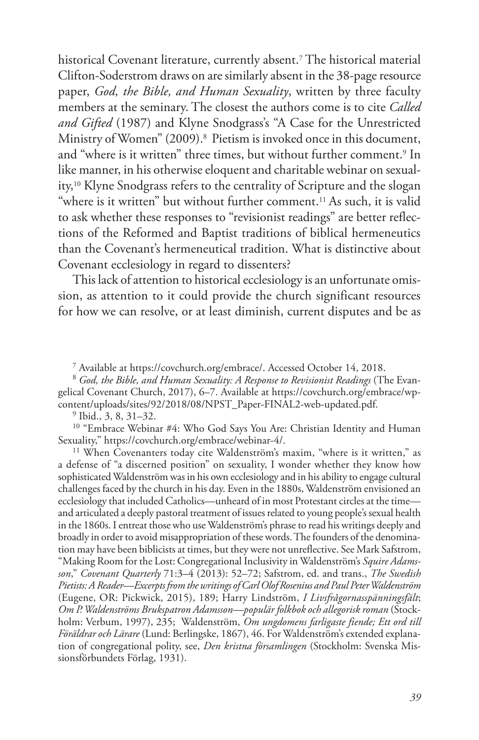historical Covenant literature, currently absent.[7] The historical material Clifton-Soderstrom draws on are similarly absent in the 38-page resource paper, *God, the Bible, and Human Sexuality*, written by three faculty members at the seminary. The closest the authors come is to cite *Called and Gifted* (1987) and Klyne Snodgrass's "A Case for the Unrestricted Ministry of Women" (2009).[8] Pietism is invoked once in this document, and "where is it written" three times, but without further comment.[9] In like manner, in his otherwise eloquent and charitable webinar on sexuality,[10] Klyne Snodgrass refers to the centrality of Scripture and the slogan "where is it written" but without further comment.[11] As such, it is valid to ask whether these responses to "revisionist readings" are better reflections of the Reformed and Baptist traditions of biblical hermeneutics than the Covenant's hermeneutical tradition. What is distinctive about Covenant ecclesiology in regard to dissenters?

This lack of attention to historical ecclesiology is an unfortunate omission, as attention to it could provide the church significant resources for how we can resolve, or at least diminish, current disputes and be as

[7] Available at https://covchurch.org/embrace/. Accessed October 14, 2018.

[8] *God, the Bible, and Human Sexuality: A Response to Revisionist Readings* (The Evangelical Covenant Church, 2017), 6–7. Available at https://covchurch.org/embrace/wp-content/uploads/sites/92/2018/08/NPST_Paper-FINAL2-web-updated.pdf.

[9] Ibid., 3, 8, 31–32.

[10] "Embrace Webinar #4: Who God Says You Are: Christian Identity and Human Sexuality," https://covchurch.org/embrace/webinar-4/.

[11] When Covenanters today cite Waldenström's maxim, "where is it written," as a defense of "a discerned position" on sexuality, I wonder whether they know how sophisticated Waldenström was in his own ecclesiology and in his ability to engage cultural challenges faced by the church in his day. Even in the 1880s, Waldenström envisioned an ecclesiology that included Catholics—unheard of in most Protestant circles at the time—and articulated a deeply pastoral treatment of issues related to young people's sexual health in the 1860s. I entreat those who use Waldenström's phrase to read his writings deeply and broadly in order to avoid misappropriation of these words. The founders of the denomination may have been biblicists at times, but they were not unreflective. See Mark Safstrom, "Making Room for the Lost: Congregational Inclusivity in Waldenström's *Squire Adamsson*," *Covenant Quarterly* 71:3–4 (2013): 52–72; Safstrom, ed. and trans., *The Swedish Pietists: A Reader—Excerpts from the writings of Carl Olof Rosenius and Paul Peter Waldenström* (Eugene, OR: Pickwick, 2015), 189; Harry Lindström, *I Livsfrågornasspänningsfält*; *Om P. Waldenströms Brukspatron Adamsson—populär folkbok och allegorisk roman* (Stockholm: Verbum, 1997), 235; Waldenström, *Om ungdomens farligaste fiende; Ett ord till Föräldrar och Lärare* (Lund: Berlingske, 1867), 46. For Waldenström's extended explanation of congregational polity, see, *Den kristna församlingen* (Stockholm: Svenska Missionsförbundets Förlag, 1931).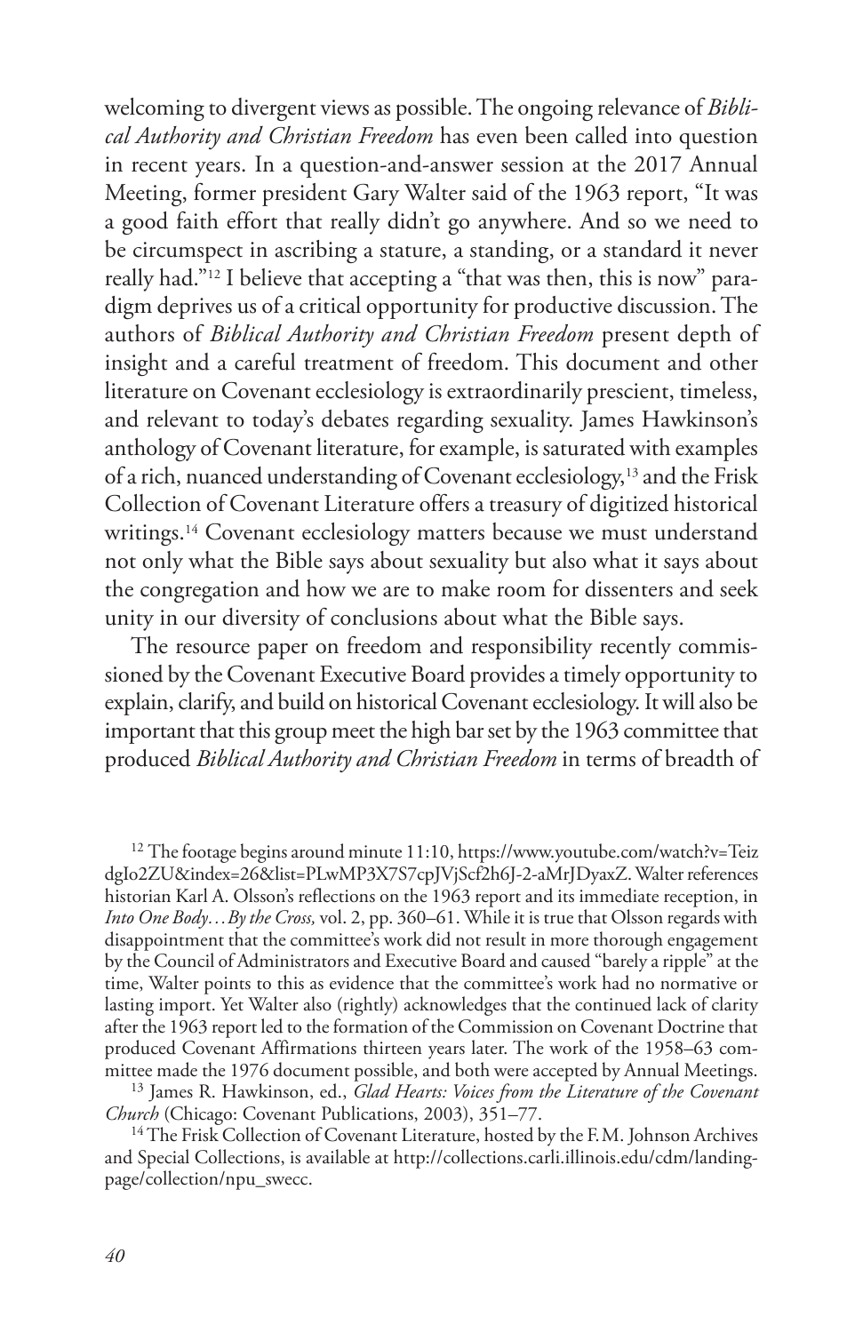welcoming to divergent views as possible. The ongoing relevance of *Biblical Authority and Christian Freedom* has even been called into question in recent years. In a question-and-answer session at the 2017 Annual Meeting, former president Gary Walter said of the 1963 report, "It was a good faith effort that really didn't go anywhere. And so we need to be circumspect in ascribing a stature, a standing, or a standard it never really had."[12] I believe that accepting a "that was then, this is now" paradigm deprives us of a critical opportunity for productive discussion. The authors of *Biblical Authority and Christian Freedom* present depth of insight and a careful treatment of freedom. This document and other literature on Covenant ecclesiology is extraordinarily prescient, timeless, and relevant to today's debates regarding sexuality. James Hawkinson's anthology of Covenant literature, for example, is saturated with examples of a rich, nuanced understanding of Covenant ecclesiology,[13] and the Frisk Collection of Covenant Literature offers a treasury of digitized historical writings.[14] Covenant ecclesiology matters because we must understand not only what the Bible says about sexuality but also what it says about the congregation and how we are to make room for dissenters and seek unity in our diversity of conclusions about what the Bible says.

The resource paper on freedom and responsibility recently commissioned by the Covenant Executive Board provides a timely opportunity to explain, clarify, and build on historical Covenant ecclesiology. It will also be important that this group meet the high bar set by the 1963 committee that produced *Biblical Authority and Christian Freedom* in terms of breadth of

[12] The footage begins around minute 11:10, https://www.youtube.com/watch?v=TeizdgIo2ZU&index=26&list=PLwMP3X7S7cpJVjScf2h6J-2-aMrJDyaxZ. Walter references historian Karl A. Olsson's reflections on the 1963 report and its immediate reception, in *Into One Body…By the Cross,* vol. 2, pp. 360–61. While it is true that Olsson regards with disappointment that the committee's work did not result in more thorough engagement by the Council of Administrators and Executive Board and caused "barely a ripple" at the time, Walter points to this as evidence that the committee's work had no normative or lasting import. Yet Walter also (rightly) acknowledges that the continued lack of clarity after the 1963 report led to the formation of the Commission on Covenant Doctrine that produced Covenant Affirmations thirteen years later. The work of the 1958–63 committee made the 1976 document possible, and both were accepted by Annual Meetings.

[13] James R. Hawkinson, ed., *Glad Hearts: Voices from the Literature of the Covenant Church* (Chicago: Covenant Publications, 2003), 351–77.

[14] The Frisk Collection of Covenant Literature, hosted by the F.M. Johnson Archives and Special Collections, is available at http://collections.carli.illinois.edu/cdm/landingpage/collection/npu_swecc.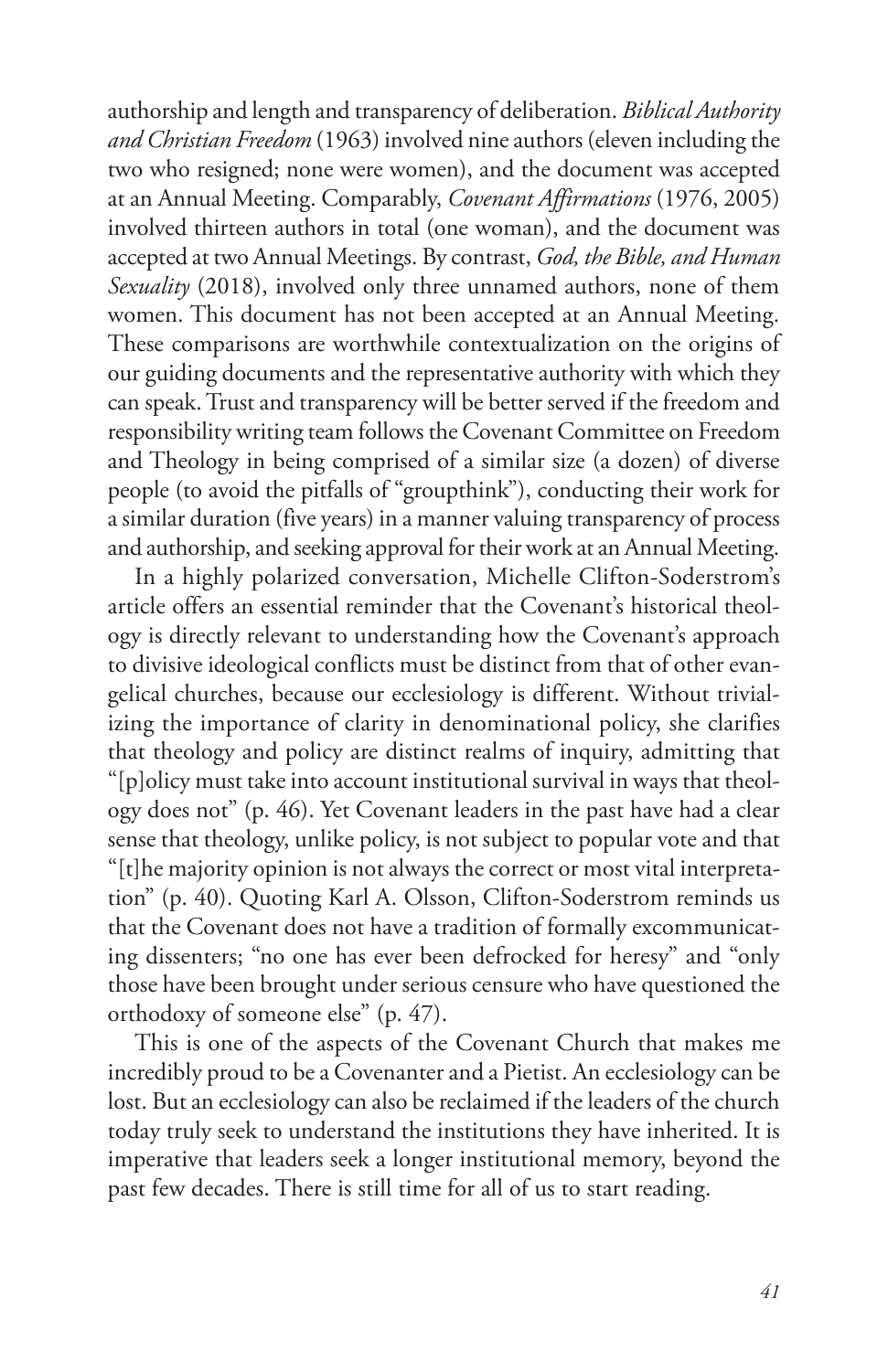authorship and length and transparency of deliberation. *Biblical Authority and Christian Freedom* (1963) involved nine authors (eleven including the two who resigned; none were women), and the document was accepted at an Annual Meeting. Comparably, *Covenant Affirmations* (1976, 2005) involved thirteen authors in total (one woman), and the document was accepted at two Annual Meetings. By contrast, *God, the Bible, and Human Sexuality* (2018), involved only three unnamed authors, none of them women. This document has not been accepted at an Annual Meeting. These comparisons are worthwhile contextualization on the origins of our guiding documents and the representative authority with which they can speak. Trust and transparency will be better served if the freedom and responsibility writing team follows the Covenant Committee on Freedom and Theology in being comprised of a similar size (a dozen) of diverse people (to avoid the pitfalls of "groupthink"), conducting their work for a similar duration (five years) in a manner valuing transparency of process and authorship, and seeking approval for their work at an Annual Meeting.

In a highly polarized conversation, Michelle Clifton-Soderstrom's article offers an essential reminder that the Covenant's historical theology is directly relevant to understanding how the Covenant's approach to divisive ideological conflicts must be distinct from that of other evangelical churches, because our ecclesiology is different. Without trivializing the importance of clarity in denominational policy, she clarifies that theology and policy are distinct realms of inquiry, admitting that "[p]olicy must take into account institutional survival in ways that theology does not" (p. 46). Yet Covenant leaders in the past have had a clear sense that theology, unlike policy, is not subject to popular vote and that "[t]he majority opinion is not always the correct or most vital interpretation" (p. 40). Quoting Karl A. Olsson, Clifton-Soderstrom reminds us that the Covenant does not have a tradition of formally excommunicating dissenters; "no one has ever been defrocked for heresy" and "only those have been brought under serious censure who have questioned the orthodoxy of someone else" (p. 47).

This is one of the aspects of the Covenant Church that makes me incredibly proud to be a Covenanter and a Pietist. An ecclesiology can be lost. But an ecclesiology can also be reclaimed if the leaders of the church today truly seek to understand the institutions they have inherited. It is imperative that leaders seek a longer institutional memory, beyond the past few decades. There is still time for all of us to start reading.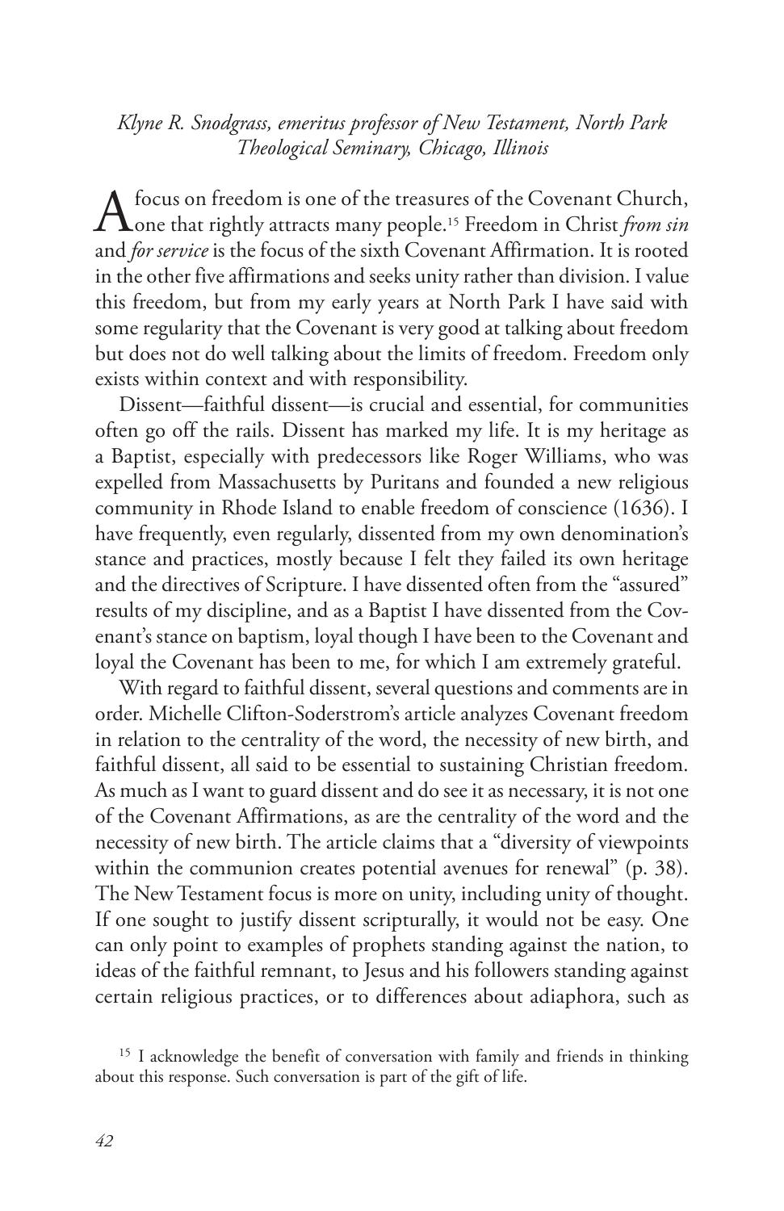*Klyne R. Snodgrass, emeritus professor of New Testament, North Park Theological Seminary, Chicago, Illinois*

A focus on freedom is one of the treasures of the Covenant Church, one that rightly attracts many people.[15] Freedom in Christ *from sin* and *for service* is the focus of the sixth Covenant Affirmation. It is rooted in the other five affirmations and seeks unity rather than division. I value this freedom, but from my early years at North Park I have said with some regularity that the Covenant is very good at talking about freedom but does not do well talking about the limits of freedom. Freedom only exists within context and with responsibility.

Dissent—faithful dissent—is crucial and essential, for communities often go off the rails. Dissent has marked my life. It is my heritage as a Baptist, especially with predecessors like Roger Williams, who was expelled from Massachusetts by Puritans and founded a new religious community in Rhode Island to enable freedom of conscience (1636). I have frequently, even regularly, dissented from my own denomination's stance and practices, mostly because I felt they failed its own heritage and the directives of Scripture. I have dissented often from the "assured" results of my discipline, and as a Baptist I have dissented from the Covenant's stance on baptism, loyal though I have been to the Covenant and loyal the Covenant has been to me, for which I am extremely grateful.

With regard to faithful dissent, several questions and comments are in order. Michelle Clifton-Soderstrom's article analyzes Covenant freedom in relation to the centrality of the word, the necessity of new birth, and faithful dissent, all said to be essential to sustaining Christian freedom. As much as I want to guard dissent and do see it as necessary, it is not one of the Covenant Affirmations, as are the centrality of the word and the necessity of new birth. The article claims that a "diversity of viewpoints within the communion creates potential avenues for renewal" (p. 38). The New Testament focus is more on unity, including unity of thought. If one sought to justify dissent scripturally, it would not be easy. One can only point to examples of prophets standing against the nation, to ideas of the faithful remnant, to Jesus and his followers standing against certain religious practices, or to differences about adiaphora, such as

[15] I acknowledge the benefit of conversation with family and friends in thinking about this response. Such conversation is part of the gift of life.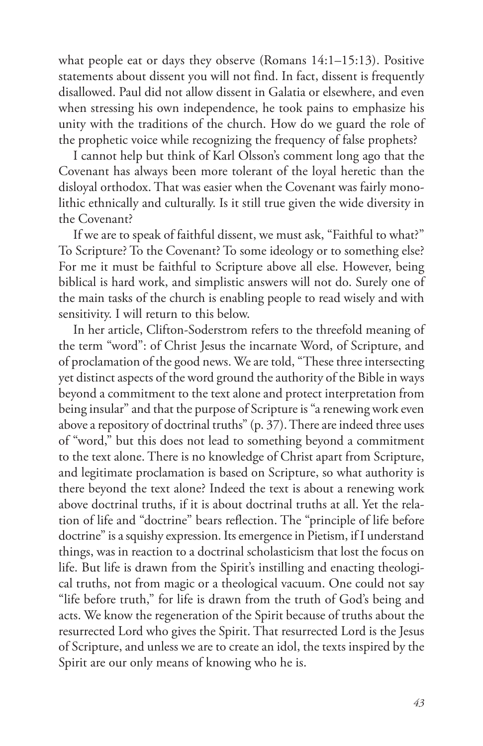what people eat or days they observe (Romans 14:1–15:13). Positive statements about dissent you will not find. In fact, dissent is frequently disallowed. Paul did not allow dissent in Galatia or elsewhere, and even when stressing his own independence, he took pains to emphasize his unity with the traditions of the church. How do we guard the role of the prophetic voice while recognizing the frequency of false prophets?

I cannot help but think of Karl Olsson's comment long ago that the Covenant has always been more tolerant of the loyal heretic than the disloyal orthodox. That was easier when the Covenant was fairly monolithic ethnically and culturally. Is it still true given the wide diversity in the Covenant?

If we are to speak of faithful dissent, we must ask, "Faithful to what?" To Scripture? To the Covenant? To some ideology or to something else? For me it must be faithful to Scripture above all else. However, being biblical is hard work, and simplistic answers will not do. Surely one of the main tasks of the church is enabling people to read wisely and with sensitivity. I will return to this below.

In her article, Clifton-Soderstrom refers to the threefold meaning of the term "word": of Christ Jesus the incarnate Word, of Scripture, and of proclamation of the good news. We are told, "These three intersecting yet distinct aspects of the word ground the authority of the Bible in ways beyond a commitment to the text alone and protect interpretation from being insular" and that the purpose of Scripture is "a renewing work even above a repository of doctrinal truths" (p. 37). There are indeed three uses of "word," but this does not lead to something beyond a commitment to the text alone. There is no knowledge of Christ apart from Scripture, and legitimate proclamation is based on Scripture, so what authority is there beyond the text alone? Indeed the text is about a renewing work above doctrinal truths, if it is about doctrinal truths at all. Yet the relation of life and "doctrine" bears reflection. The "principle of life before doctrine" is a squishy expression. Its emergence in Pietism, if I understand things, was in reaction to a doctrinal scholasticism that lost the focus on life. But life is drawn from the Spirit's instilling and enacting theological truths, not from magic or a theological vacuum. One could not say "life before truth," for life is drawn from the truth of God's being and acts. We know the regeneration of the Spirit because of truths about the resurrected Lord who gives the Spirit. That resurrected Lord is the Jesus of Scripture, and unless we are to create an idol, the texts inspired by the Spirit are our only means of knowing who he is.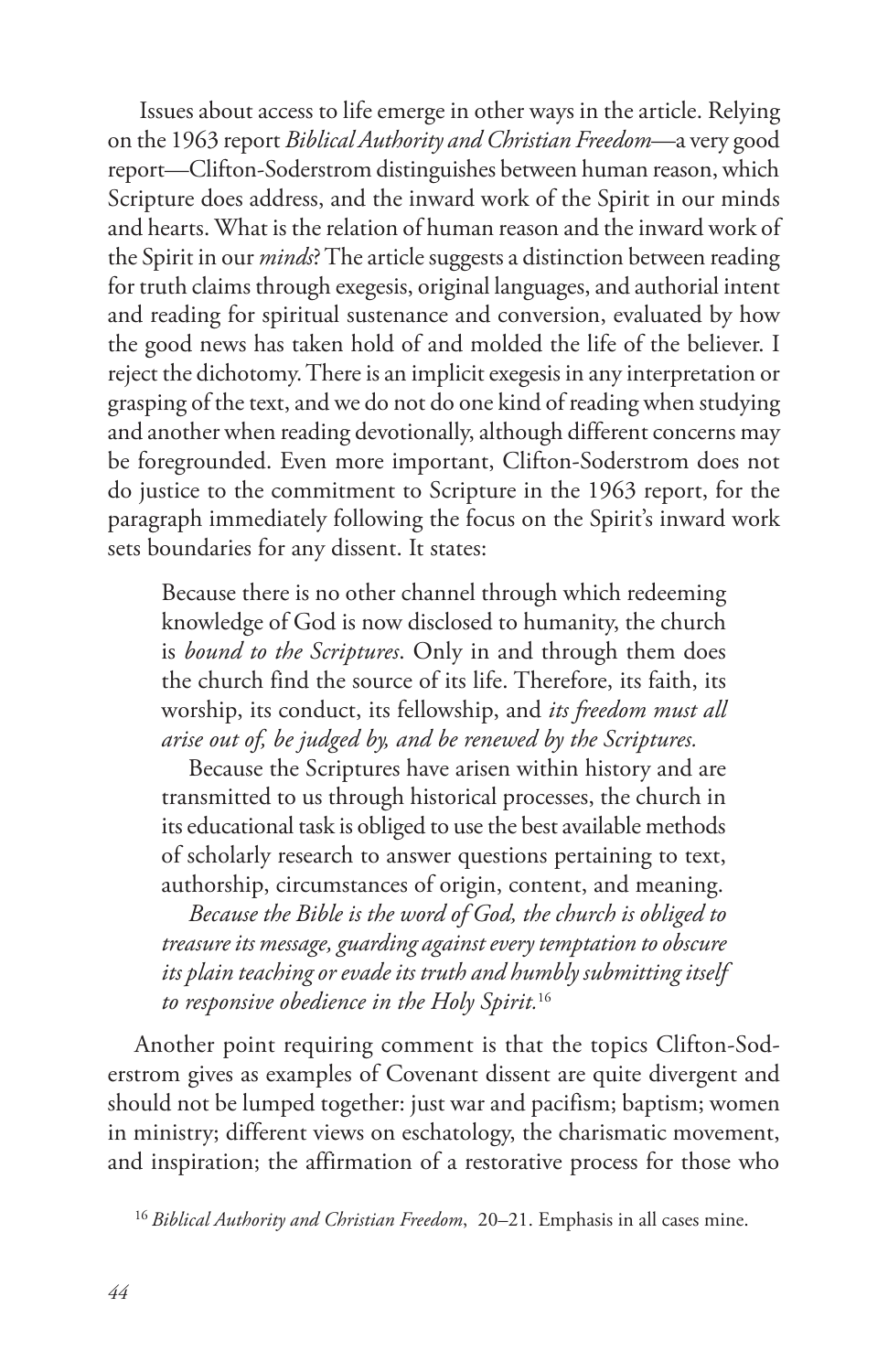Issues about access to life emerge in other ways in the article. Relying on the 1963 report *Biblical Authority and Christian Freedom*—a very good report—Clifton-Soderstrom distinguishes between human reason, which Scripture does address, and the inward work of the Spirit in our minds and hearts. What is the relation of human reason and the inward work of the Spirit in our *minds*? The article suggests a distinction between reading for truth claims through exegesis, original languages, and authorial intent and reading for spiritual sustenance and conversion, evaluated by how the good news has taken hold of and molded the life of the believer. I reject the dichotomy. There is an implicit exegesis in any interpretation or grasping of the text, and we do not do one kind of reading when studying and another when reading devotionally, although different concerns may be foregrounded. Even more important, Clifton-Soderstrom does not do justice to the commitment to Scripture in the 1963 report, for the paragraph immediately following the focus on the Spirit's inward work sets boundaries for any dissent. It states:

> Because there is no other channel through which redeeming knowledge of God is now disclosed to humanity, the church is *bound to the Scriptures*. Only in and through them does the church find the source of its life. Therefore, its faith, its worship, its conduct, its fellowship, and *its freedom must all arise out of, be judged by, and be renewed by the Scriptures.*
>
> Because the Scriptures have arisen within history and are transmitted to us through historical processes, the church in its educational task is obliged to use the best available methods of scholarly research to answer questions pertaining to text, authorship, circumstances of origin, content, and meaning.
>
> *Because the Bible is the word of God, the church is obliged to treasure its message, guarding against every temptation to obscure its plain teaching or evade its truth and humbly submitting itself to responsive obedience in the Holy Spirit.*[16]

Another point requiring comment is that the topics Clifton-Soderstrom gives as examples of Covenant dissent are quite divergent and should not be lumped together: just war and pacifism; baptism; women in ministry; different views on eschatology, the charismatic movement, and inspiration; the affirmation of a restorative process for those who

[16] *Biblical Authority and Christian Freedom*, 20–21. Emphasis in all cases mine.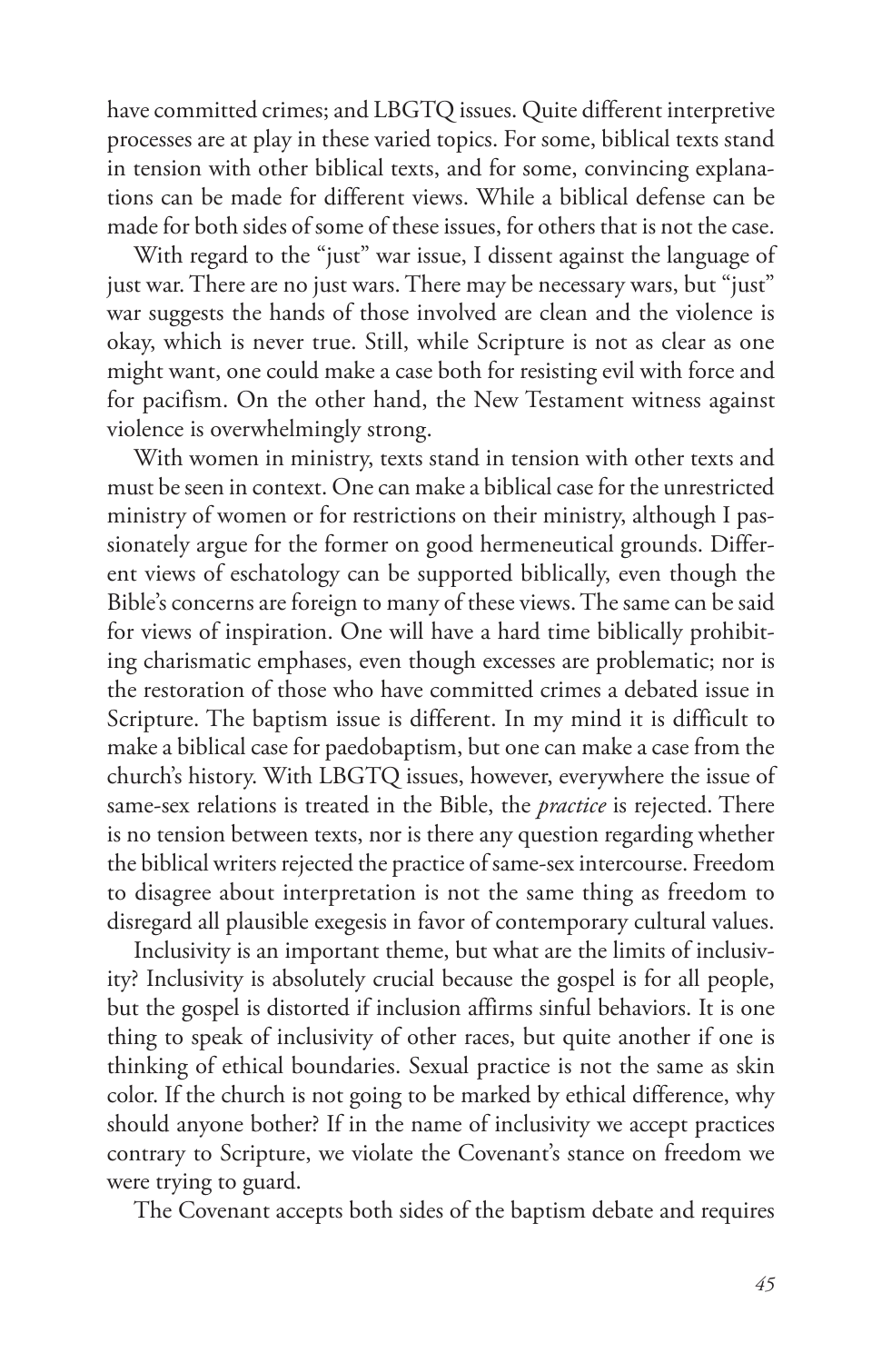have committed crimes; and LBGTQ issues. Quite different interpretive processes are at play in these varied topics. For some, biblical texts stand in tension with other biblical texts, and for some, convincing explanations can be made for different views. While a biblical defense can be made for both sides of some of these issues, for others that is not the case.

With regard to the "just" war issue, I dissent against the language of just war. There are no just wars. There may be necessary wars, but "just" war suggests the hands of those involved are clean and the violence is okay, which is never true. Still, while Scripture is not as clear as one might want, one could make a case both for resisting evil with force and for pacifism. On the other hand, the New Testament witness against violence is overwhelmingly strong.

With women in ministry, texts stand in tension with other texts and must be seen in context. One can make a biblical case for the unrestricted ministry of women or for restrictions on their ministry, although I passionately argue for the former on good hermeneutical grounds. Different views of eschatology can be supported biblically, even though the Bible's concerns are foreign to many of these views. The same can be said for views of inspiration. One will have a hard time biblically prohibiting charismatic emphases, even though excesses are problematic; nor is the restoration of those who have committed crimes a debated issue in Scripture. The baptism issue is different. In my mind it is difficult to make a biblical case for paedobaptism, but one can make a case from the church's history. With LBGTQ issues, however, everywhere the issue of same-sex relations is treated in the Bible, the *practice* is rejected. There is no tension between texts, nor is there any question regarding whether the biblical writers rejected the practice of same-sex intercourse. Freedom to disagree about interpretation is not the same thing as freedom to disregard all plausible exegesis in favor of contemporary cultural values.

Inclusivity is an important theme, but what are the limits of inclusivity? Inclusivity is absolutely crucial because the gospel is for all people, but the gospel is distorted if inclusion affirms sinful behaviors. It is one thing to speak of inclusivity of other races, but quite another if one is thinking of ethical boundaries. Sexual practice is not the same as skin color. If the church is not going to be marked by ethical difference, why should anyone bother? If in the name of inclusivity we accept practices contrary to Scripture, we violate the Covenant's stance on freedom we were trying to guard.

The Covenant accepts both sides of the baptism debate and requires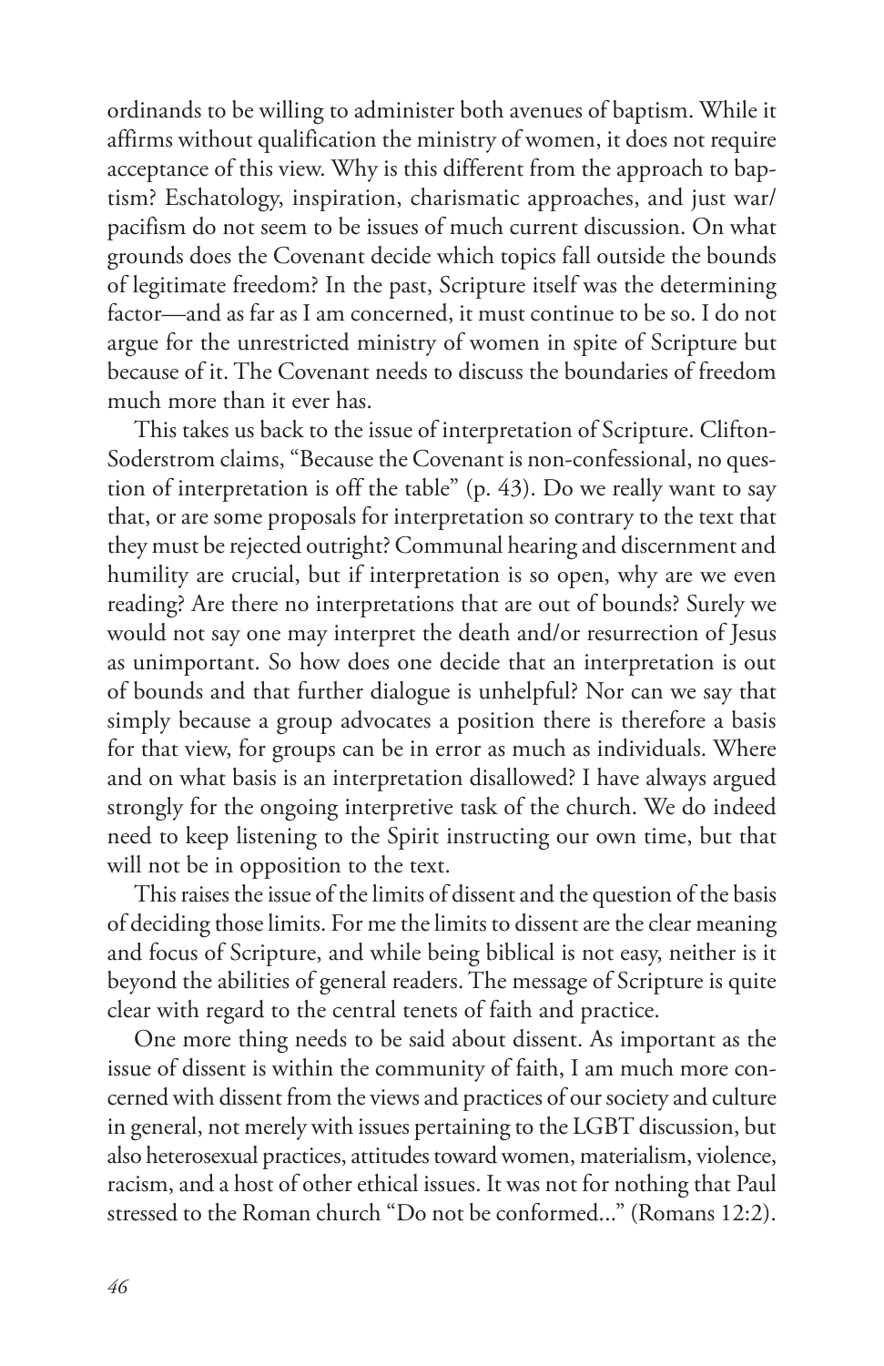ordinands to be willing to administer both avenues of baptism. While it affirms without qualification the ministry of women, it does not require acceptance of this view. Why is this different from the approach to baptism? Eschatology, inspiration, charismatic approaches, and just war/pacifism do not seem to be issues of much current discussion. On what grounds does the Covenant decide which topics fall outside the bounds of legitimate freedom? In the past, Scripture itself was the determining factor—and as far as I am concerned, it must continue to be so. I do not argue for the unrestricted ministry of women in spite of Scripture but because of it. The Covenant needs to discuss the boundaries of freedom much more than it ever has.

This takes us back to the issue of interpretation of Scripture. Clifton-Soderstrom claims, "Because the Covenant is non-confessional, no question of interpretation is off the table" (p. 43). Do we really want to say that, or are some proposals for interpretation so contrary to the text that they must be rejected outright? Communal hearing and discernment and humility are crucial, but if interpretation is so open, why are we even reading? Are there no interpretations that are out of bounds? Surely we would not say one may interpret the death and/or resurrection of Jesus as unimportant. So how does one decide that an interpretation is out of bounds and that further dialogue is unhelpful? Nor can we say that simply because a group advocates a position there is therefore a basis for that view, for groups can be in error as much as individuals. Where and on what basis is an interpretation disallowed? I have always argued strongly for the ongoing interpretive task of the church. We do indeed need to keep listening to the Spirit instructing our own time, but that will not be in opposition to the text.

This raises the issue of the limits of dissent and the question of the basis of deciding those limits. For me the limits to dissent are the clear meaning and focus of Scripture, and while being biblical is not easy, neither is it beyond the abilities of general readers. The message of Scripture is quite clear with regard to the central tenets of faith and practice.

One more thing needs to be said about dissent. As important as the issue of dissent is within the community of faith, I am much more concerned with dissent from the views and practices of our society and culture in general, not merely with issues pertaining to the LGBT discussion, but also heterosexual practices, attitudes toward women, materialism, violence, racism, and a host of other ethical issues. It was not for nothing that Paul stressed to the Roman church "Do not be conformed..." (Romans 12:2).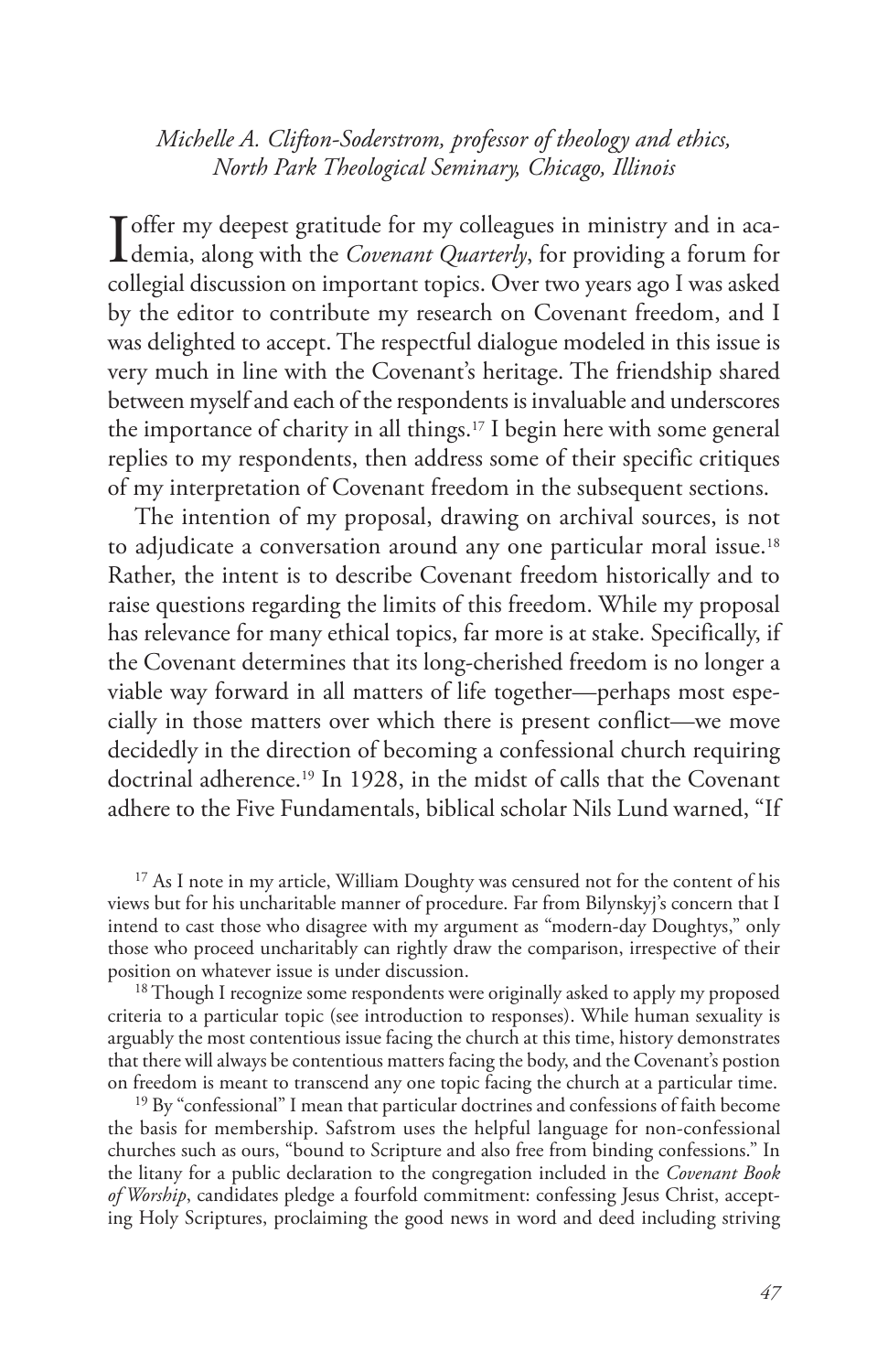*Michelle A. Clifton-Soderstrom, professor of theology and ethics, North Park Theological Seminary, Chicago, Illinois*

I offer my deepest gratitude for my colleagues in ministry and in academia, along with the *Covenant Quarterly*, for providing a forum for collegial discussion on important topics. Over two years ago I was asked by the editor to contribute my research on Covenant freedom, and I was delighted to accept. The respectful dialogue modeled in this issue is very much in line with the Covenant's heritage. The friendship shared between myself and each of the respondents is invaluable and underscores the importance of charity in all things.[17] I begin here with some general replies to my respondents, then address some of their specific critiques of my interpretation of Covenant freedom in the subsequent sections.

The intention of my proposal, drawing on archival sources, is not to adjudicate a conversation around any one particular moral issue.[18] Rather, the intent is to describe Covenant freedom historically and to raise questions regarding the limits of this freedom. While my proposal has relevance for many ethical topics, far more is at stake. Specifically, if the Covenant determines that its long-cherished freedom is no longer a viable way forward in all matters of life together—perhaps most especially in those matters over which there is present conflict—we move decidedly in the direction of becoming a confessional church requiring doctrinal adherence.[19] In 1928, in the midst of calls that the Covenant adhere to the Five Fundamentals, biblical scholar Nils Lund warned, "If

[17] As I note in my article, William Doughty was censured not for the content of his views but for his uncharitable manner of procedure. Far from Bilynskyj's concern that I intend to cast those who disagree with my argument as "modern-day Doughtys," only those who proceed uncharitably can rightly draw the comparison, irrespective of their position on whatever issue is under discussion.

[18] Though I recognize some respondents were originally asked to apply my proposed criteria to a particular topic (see introduction to responses). While human sexuality is arguably the most contentious issue facing the church at this time, history demonstrates that there will always be contentious matters facing the body, and the Covenant's postion on freedom is meant to transcend any one topic facing the church at a particular time.

[19] By "confessional" I mean that particular doctrines and confessions of faith become the basis for membership. Safstrom uses the helpful language for non-confessional churches such as ours, "bound to Scripture and also free from binding confessions." In the litany for a public declaration to the congregation included in the *Covenant Book of Worship*, candidates pledge a fourfold commitment: confessing Jesus Christ, accepting Holy Scriptures, proclaiming the good news in word and deed including striving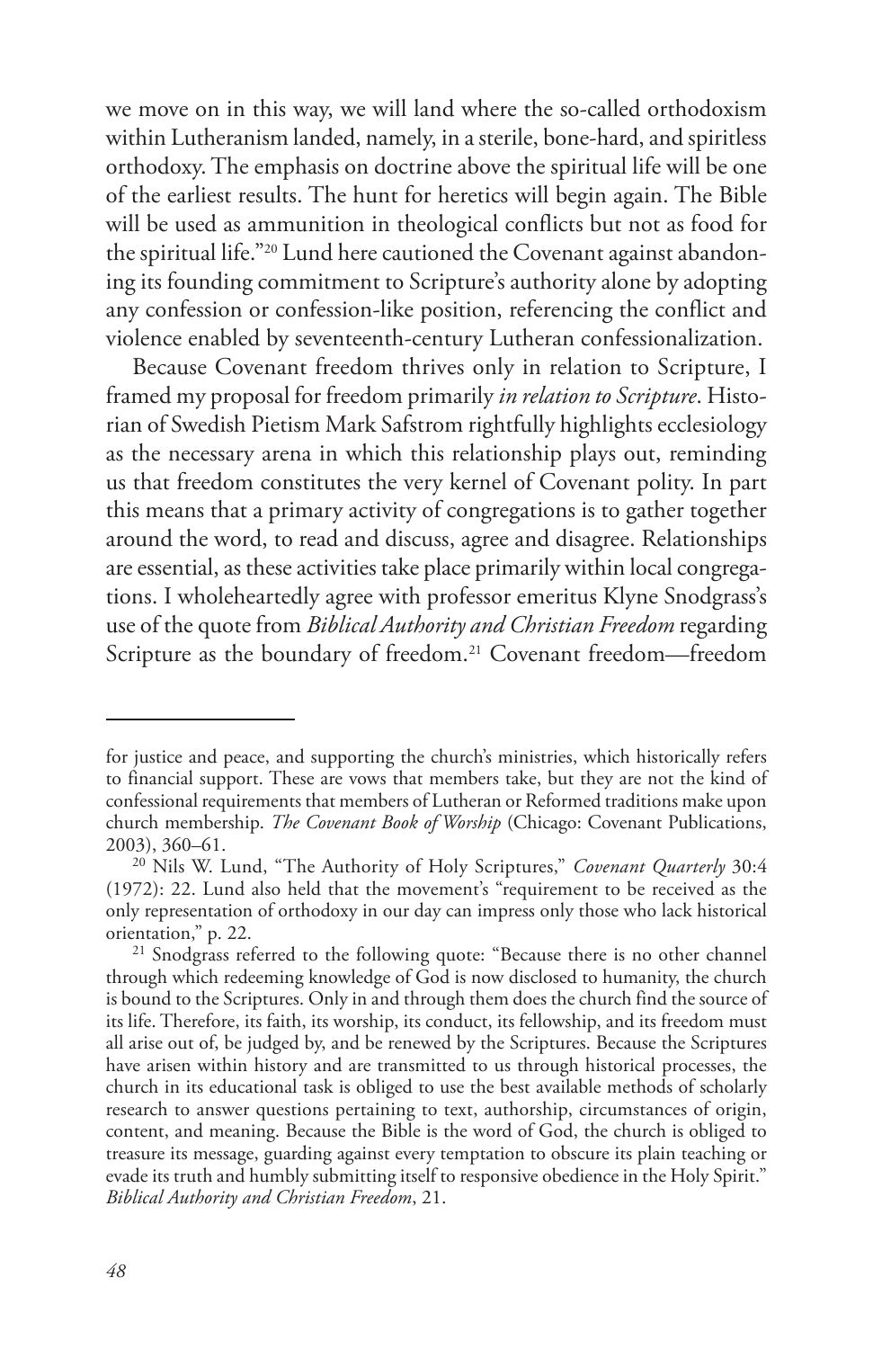we move on in this way, we will land where the so-called orthodoxism within Lutheranism landed, namely, in a sterile, bone-hard, and spiritless orthodoxy. The emphasis on doctrine above the spiritual life will be one of the earliest results. The hunt for heretics will begin again. The Bible will be used as ammunition in theological conflicts but not as food for the spiritual life."[20] Lund here cautioned the Covenant against abandoning its founding commitment to Scripture's authority alone by adopting any confession or confession-like position, referencing the conflict and violence enabled by seventeenth-century Lutheran confessionalization.

Because Covenant freedom thrives only in relation to Scripture, I framed my proposal for freedom primarily *in relation to Scripture*. Historian of Swedish Pietism Mark Safstrom rightfully highlights ecclesiology as the necessary arena in which this relationship plays out, reminding us that freedom constitutes the very kernel of Covenant polity. In part this means that a primary activity of congregations is to gather together around the word, to read and discuss, agree and disagree. Relationships are essential, as these activities take place primarily within local congregations. I wholeheartedly agree with professor emeritus Klyne Snodgrass's use of the quote from *Biblical Authority and Christian Freedom* regarding Scripture as the boundary of freedom.[21] Covenant freedom—freedom

---

for justice and peace, and supporting the church's ministries, which historically refers to financial support. These are vows that members take, but they are not the kind of confessional requirements that members of Lutheran or Reformed traditions make upon church membership. *The Covenant Book of Worship* (Chicago: Covenant Publications, 2003), 360–61.

[20] Nils W. Lund, "The Authority of Holy Scriptures," *Covenant Quarterly* 30:4 (1972): 22. Lund also held that the movement's "requirement to be received as the only representation of orthodoxy in our day can impress only those who lack historical orientation," p. 22.

[21] Snodgrass referred to the following quote: "Because there is no other channel through which redeeming knowledge of God is now disclosed to humanity, the church is bound to the Scriptures. Only in and through them does the church find the source of its life. Therefore, its faith, its worship, its conduct, its fellowship, and its freedom must all arise out of, be judged by, and be renewed by the Scriptures. Because the Scriptures have arisen within history and are transmitted to us through historical processes, the church in its educational task is obliged to use the best available methods of scholarly research to answer questions pertaining to text, authorship, circumstances of origin, content, and meaning. Because the Bible is the word of God, the church is obliged to treasure its message, guarding against every temptation to obscure its plain teaching or evade its truth and humbly submitting itself to responsive obedience in the Holy Spirit." *Biblical Authority and Christian Freedom*, 21.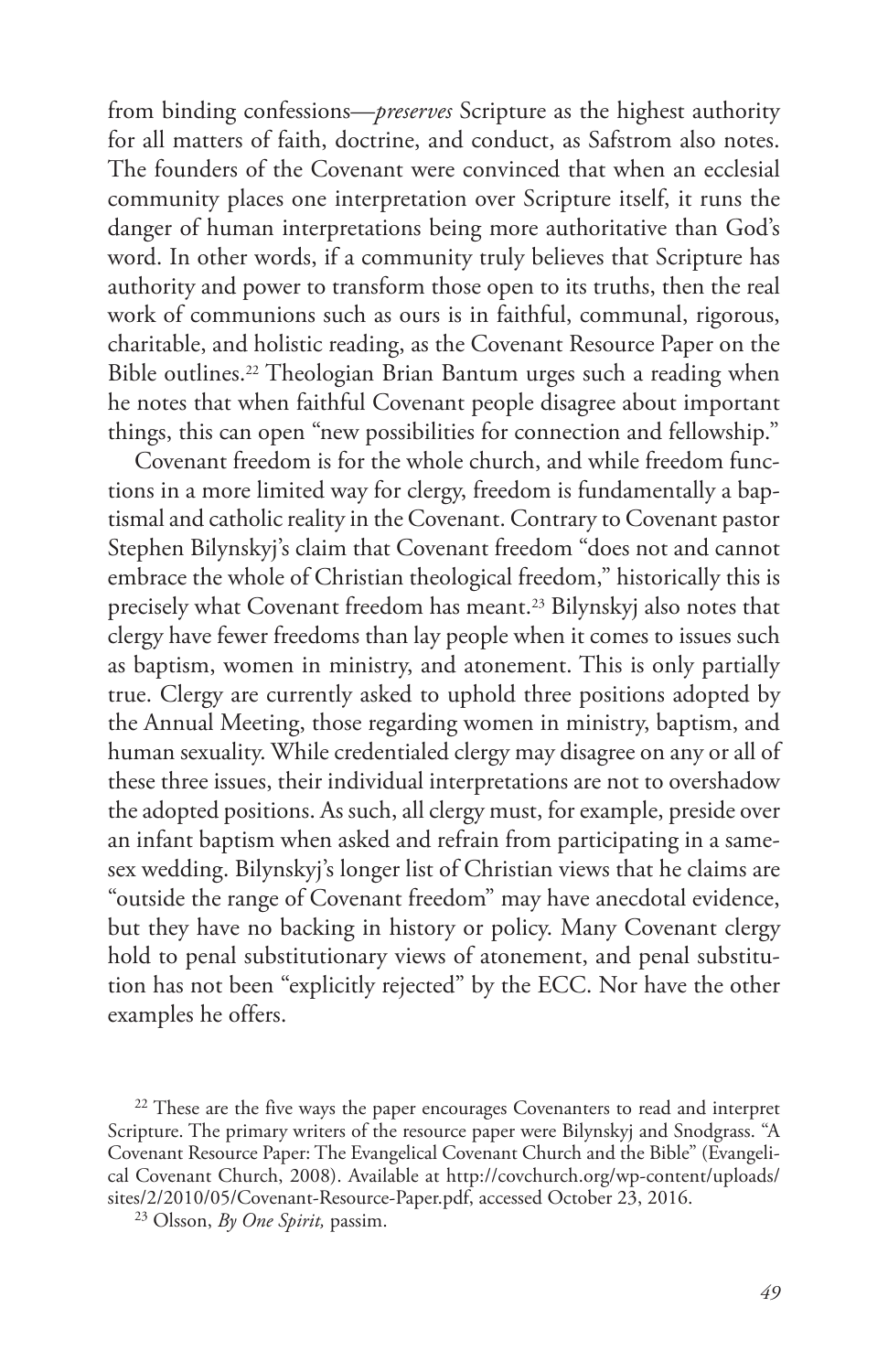from binding confessions—*preserves* Scripture as the highest authority for all matters of faith, doctrine, and conduct, as Safstrom also notes. The founders of the Covenant were convinced that when an ecclesial community places one interpretation over Scripture itself, it runs the danger of human interpretations being more authoritative than God's word. In other words, if a community truly believes that Scripture has authority and power to transform those open to its truths, then the real work of communions such as ours is in faithful, communal, rigorous, charitable, and holistic reading, as the Covenant Resource Paper on the Bible outlines.[22] Theologian Brian Bantum urges such a reading when he notes that when faithful Covenant people disagree about important things, this can open "new possibilities for connection and fellowship."

Covenant freedom is for the whole church, and while freedom functions in a more limited way for clergy, freedom is fundamentally a baptismal and catholic reality in the Covenant. Contrary to Covenant pastor Stephen Bilynskyj's claim that Covenant freedom "does not and cannot embrace the whole of Christian theological freedom," historically this is precisely what Covenant freedom has meant.[23] Bilynskyj also notes that clergy have fewer freedoms than lay people when it comes to issues such as baptism, women in ministry, and atonement. This is only partially true. Clergy are currently asked to uphold three positions adopted by the Annual Meeting, those regarding women in ministry, baptism, and human sexuality. While credentialed clergy may disagree on any or all of these three issues, their individual interpretations are not to overshadow the adopted positions. As such, all clergy must, for example, preside over an infant baptism when asked and refrain from participating in a same-sex wedding. Bilynskyj's longer list of Christian views that he claims are "outside the range of Covenant freedom" may have anecdotal evidence, but they have no backing in history or policy. Many Covenant clergy hold to penal substitutionary views of atonement, and penal substitution has not been "explicitly rejected" by the ECC. Nor have the other examples he offers.

[22] These are the five ways the paper encourages Covenanters to read and interpret Scripture. The primary writers of the resource paper were Bilynskyj and Snodgrass. "A Covenant Resource Paper: The Evangelical Covenant Church and the Bible" (Evangelical Covenant Church, 2008). Available at http://covchurch.org/wp-content/uploads/sites/2/2010/05/Covenant-Resource-Paper.pdf, accessed October 23, 2016.

[23] Olsson, *By One Spirit,* passim.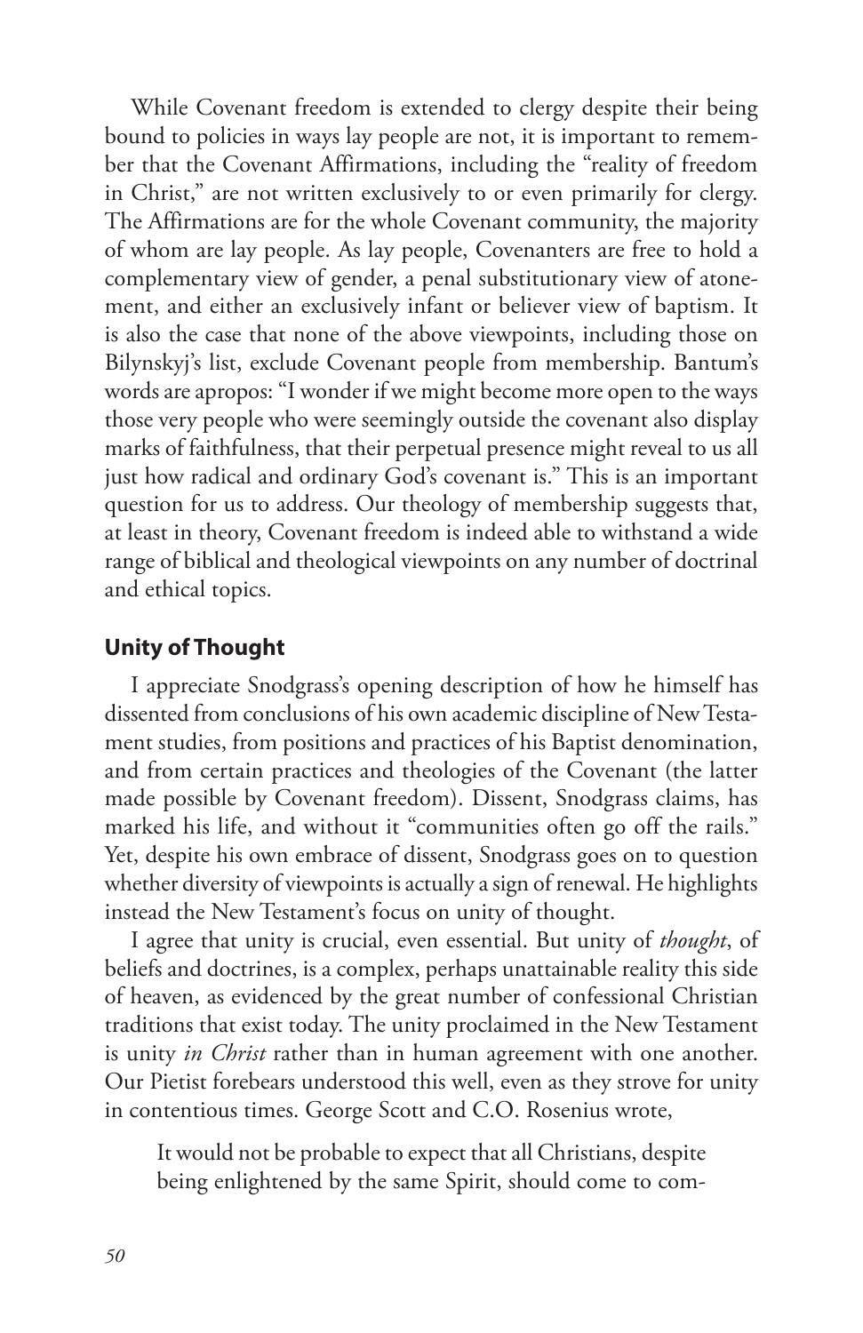While Covenant freedom is extended to clergy despite their being bound to policies in ways lay people are not, it is important to remember that the Covenant Affirmations, including the "reality of freedom in Christ," are not written exclusively to or even primarily for clergy. The Affirmations are for the whole Covenant community, the majority of whom are lay people. As lay people, Covenanters are free to hold a complementary view of gender, a penal substitutionary view of atonement, and either an exclusively infant or believer view of baptism. It is also the case that none of the above viewpoints, including those on Bilynskyj's list, exclude Covenant people from membership. Bantum's words are apropos: "I wonder if we might become more open to the ways those very people who were seemingly outside the covenant also display marks of faithfulness, that their perpetual presence might reveal to us all just how radical and ordinary God's covenant is." This is an important question for us to address. Our theology of membership suggests that, at least in theory, Covenant freedom is indeed able to withstand a wide range of biblical and theological viewpoints on any number of doctrinal and ethical topics.

## Unity of Thought

I appreciate Snodgrass's opening description of how he himself has dissented from conclusions of his own academic discipline of New Testament studies, from positions and practices of his Baptist denomination, and from certain practices and theologies of the Covenant (the latter made possible by Covenant freedom). Dissent, Snodgrass claims, has marked his life, and without it "communities often go off the rails." Yet, despite his own embrace of dissent, Snodgrass goes on to question whether diversity of viewpoints is actually a sign of renewal. He highlights instead the New Testament's focus on unity of thought.

I agree that unity is crucial, even essential. But unity of *thought*, of beliefs and doctrines, is a complex, perhaps unattainable reality this side of heaven, as evidenced by the great number of confessional Christian traditions that exist today. The unity proclaimed in the New Testament is unity *in Christ* rather than in human agreement with one another. Our Pietist forebears understood this well, even as they strove for unity in contentious times. George Scott and C.O. Rosenius wrote,

> It would not be probable to expect that all Christians, despite being enlightened by the same Spirit, should come to com-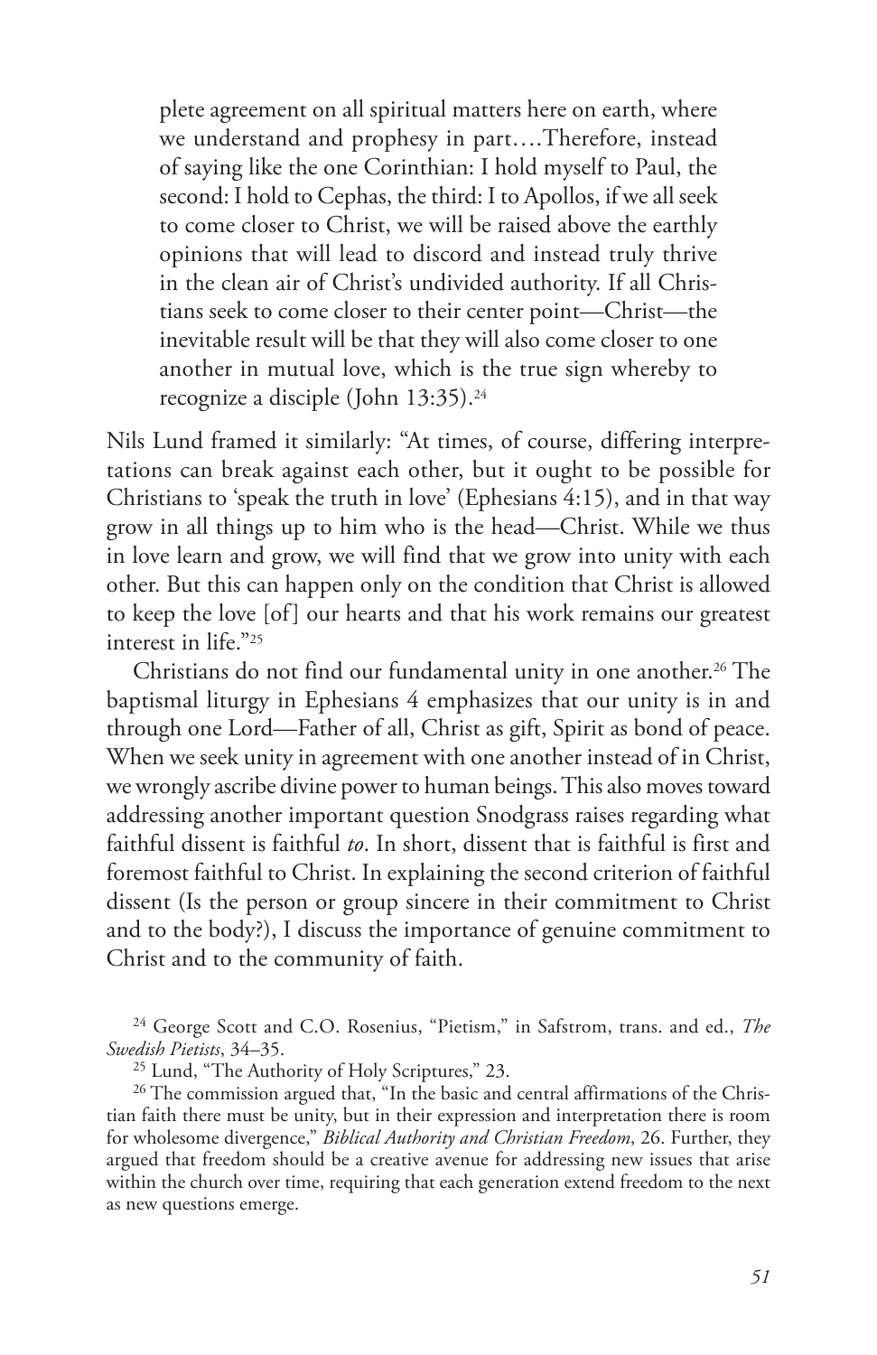> plete agreement on all spiritual matters here on earth, where we understand and prophesy in part….Therefore, instead of saying like the one Corinthian: I hold myself to Paul, the second: I hold to Cephas, the third: I to Apollos, if we all seek to come closer to Christ, we will be raised above the earthly opinions that will lead to discord and instead truly thrive in the clean air of Christ's undivided authority. If all Christians seek to come closer to their center point—Christ—the inevitable result will be that they will also come closer to one another in mutual love, which is the true sign whereby to recognize a disciple (John 13:35).[24]

Nils Lund framed it similarly: "At times, of course, differing interpretations can break against each other, but it ought to be possible for Christians to 'speak the truth in love' (Ephesians 4:15), and in that way grow in all things up to him who is the head—Christ. While we thus in love learn and grow, we will find that we grow into unity with each other. But this can happen only on the condition that Christ is allowed to keep the love [of] our hearts and that his work remains our greatest interest in life."[25]

Christians do not find our fundamental unity in one another.[26] The baptismal liturgy in Ephesians 4 emphasizes that our unity is in and through one Lord—Father of all, Christ as gift, Spirit as bond of peace. When we seek unity in agreement with one another instead of in Christ, we wrongly ascribe divine power to human beings. This also moves toward addressing another important question Snodgrass raises regarding what faithful dissent is faithful *to*. In short, dissent that is faithful is first and foremost faithful to Christ. In explaining the second criterion of faithful dissent (Is the person or group sincere in their commitment to Christ and to the body?), I discuss the importance of genuine commitment to Christ and to the community of faith.

[24] George Scott and C.O. Rosenius, "Pietism," in Safstrom, trans. and ed., *The Swedish Pietists*, 34–35.

[25] Lund, "The Authority of Holy Scriptures," 23.

[26] The commission argued that, "In the basic and central affirmations of the Christian faith there must be unity, but in their expression and interpretation there is room for wholesome divergence," *Biblical Authority and Christian Freedom*, 26. Further, they argued that freedom should be a creative avenue for addressing new issues that arise within the church over time, requiring that each generation extend freedom to the next as new questions emerge.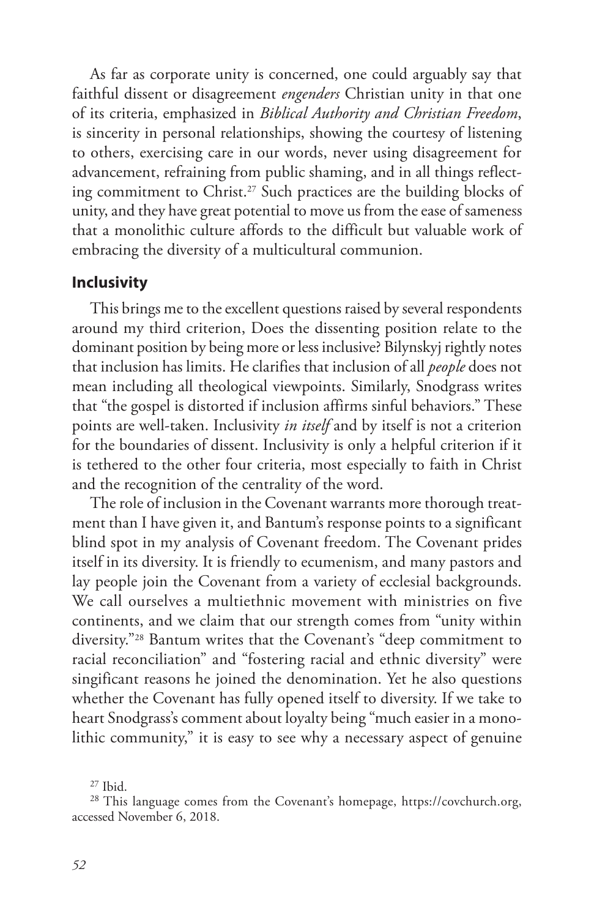As far as corporate unity is concerned, one could arguably say that faithful dissent or disagreement *engenders* Christian unity in that one of its criteria, emphasized in *Biblical Authority and Christian Freedom*, is sincerity in personal relationships, showing the courtesy of listening to others, exercising care in our words, never using disagreement for advancement, refraining from public shaming, and in all things reflecting commitment to Christ.[27] Such practices are the building blocks of unity, and they have great potential to move us from the ease of sameness that a monolithic culture affords to the difficult but valuable work of embracing the diversity of a multicultural communion.

## Inclusivity

This brings me to the excellent questions raised by several respondents around my third criterion, Does the dissenting position relate to the dominant position by being more or less inclusive? Bilynskyj rightly notes that inclusion has limits. He clarifies that inclusion of all *people* does not mean including all theological viewpoints. Similarly, Snodgrass writes that "the gospel is distorted if inclusion affirms sinful behaviors." These points are well-taken. Inclusivity *in itself* and by itself is not a criterion for the boundaries of dissent. Inclusivity is only a helpful criterion if it is tethered to the other four criteria, most especially to faith in Christ and the recognition of the centrality of the word.

The role of inclusion in the Covenant warrants more thorough treatment than I have given it, and Bantum's response points to a significant blind spot in my analysis of Covenant freedom. The Covenant prides itself in its diversity. It is friendly to ecumenism, and many pastors and lay people join the Covenant from a variety of ecclesial backgrounds. We call ourselves a multiethnic movement with ministries on five continents, and we claim that our strength comes from "unity within diversity."[28] Bantum writes that the Covenant's "deep commitment to racial reconciliation" and "fostering racial and ethnic diversity" were singificant reasons he joined the denomination. Yet he also questions whether the Covenant has fully opened itself to diversity. If we take to heart Snodgrass's comment about loyalty being "much easier in a monolithic community," it is easy to see why a necessary aspect of genuine

[27] Ibid.

[28] This language comes from the Covenant's homepage, https://covchurch.org, accessed November 6, 2018.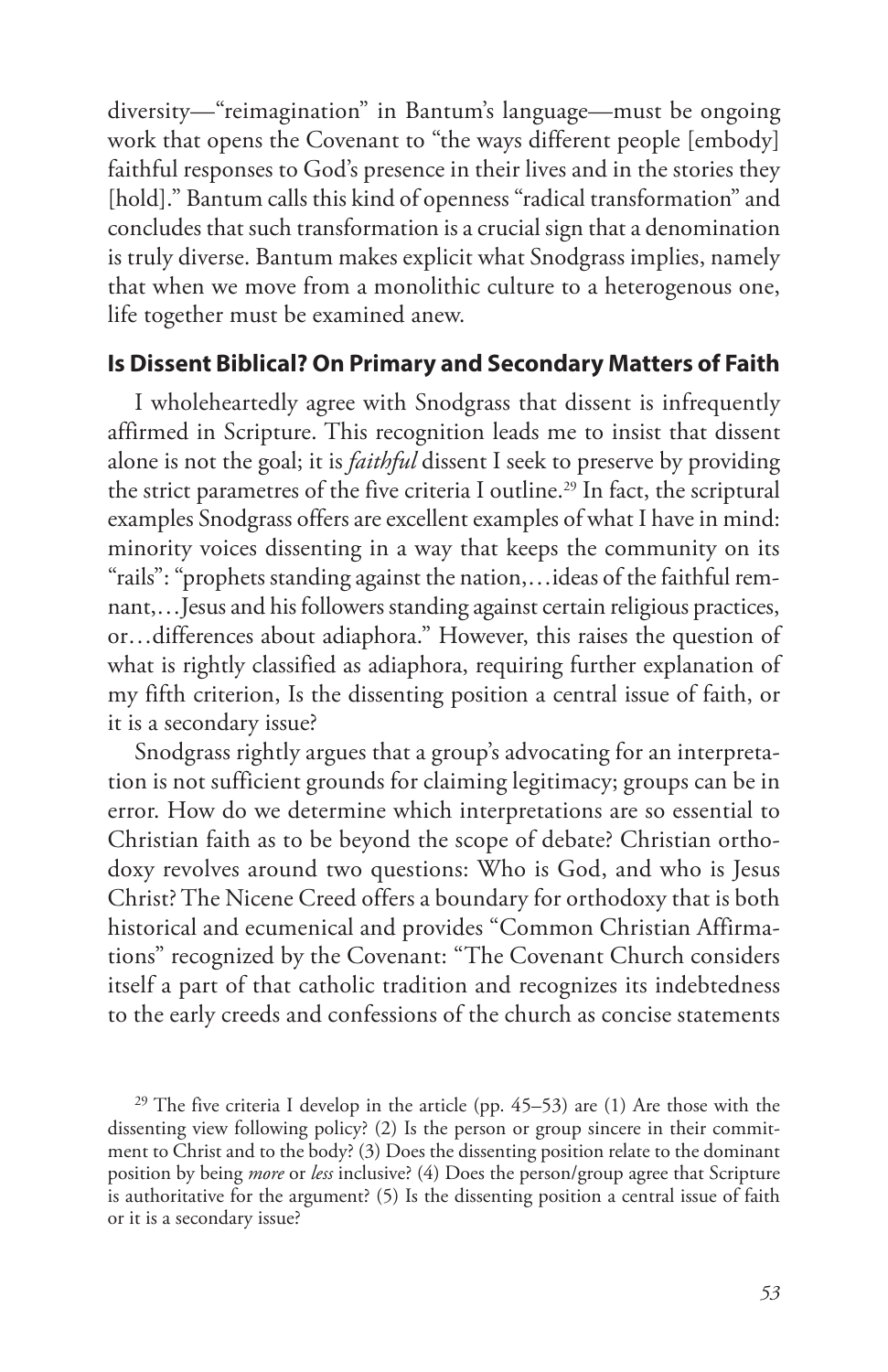diversity—"reimagination" in Bantum's language—must be ongoing work that opens the Covenant to "the ways different people [embody] faithful responses to God's presence in their lives and in the stories they [hold]." Bantum calls this kind of openness "radical transformation" and concludes that such transformation is a crucial sign that a denomination is truly diverse. Bantum makes explicit what Snodgrass implies, namely that when we move from a monolithic culture to a heterogenous one, life together must be examined anew.

## Is Dissent Biblical? On Primary and Secondary Matters of Faith

I wholeheartedly agree with Snodgrass that dissent is infrequently affirmed in Scripture. This recognition leads me to insist that dissent alone is not the goal; it is *faithful* dissent I seek to preserve by providing the strict parametres of the five criteria I outline.[29] In fact, the scriptural examples Snodgrass offers are excellent examples of what I have in mind: minority voices dissenting in a way that keeps the community on its "rails": "prophets standing against the nation,…ideas of the faithful remnant,…Jesus and his followers standing against certain religious practices, or…differences about adiaphora." However, this raises the question of what is rightly classified as adiaphora, requiring further explanation of my fifth criterion, Is the dissenting position a central issue of faith, or it is a secondary issue?

Snodgrass rightly argues that a group's advocating for an interpretation is not sufficient grounds for claiming legitimacy; groups can be in error. How do we determine which interpretations are so essential to Christian faith as to be beyond the scope of debate? Christian orthodoxy revolves around two questions: Who is God, and who is Jesus Christ? The Nicene Creed offers a boundary for orthodoxy that is both historical and ecumenical and provides "Common Christian Affirmations" recognized by the Covenant: "The Covenant Church considers itself a part of that catholic tradition and recognizes its indebtedness to the early creeds and confessions of the church as concise statements

[29] The five criteria I develop in the article (pp. 45–53) are (1) Are those with the dissenting view following policy? (2) Is the person or group sincere in their commitment to Christ and to the body? (3) Does the dissenting position relate to the dominant position by being *more* or *less* inclusive? (4) Does the person/group agree that Scripture is authoritative for the argument? (5) Is the dissenting position a central issue of faith or it is a secondary issue?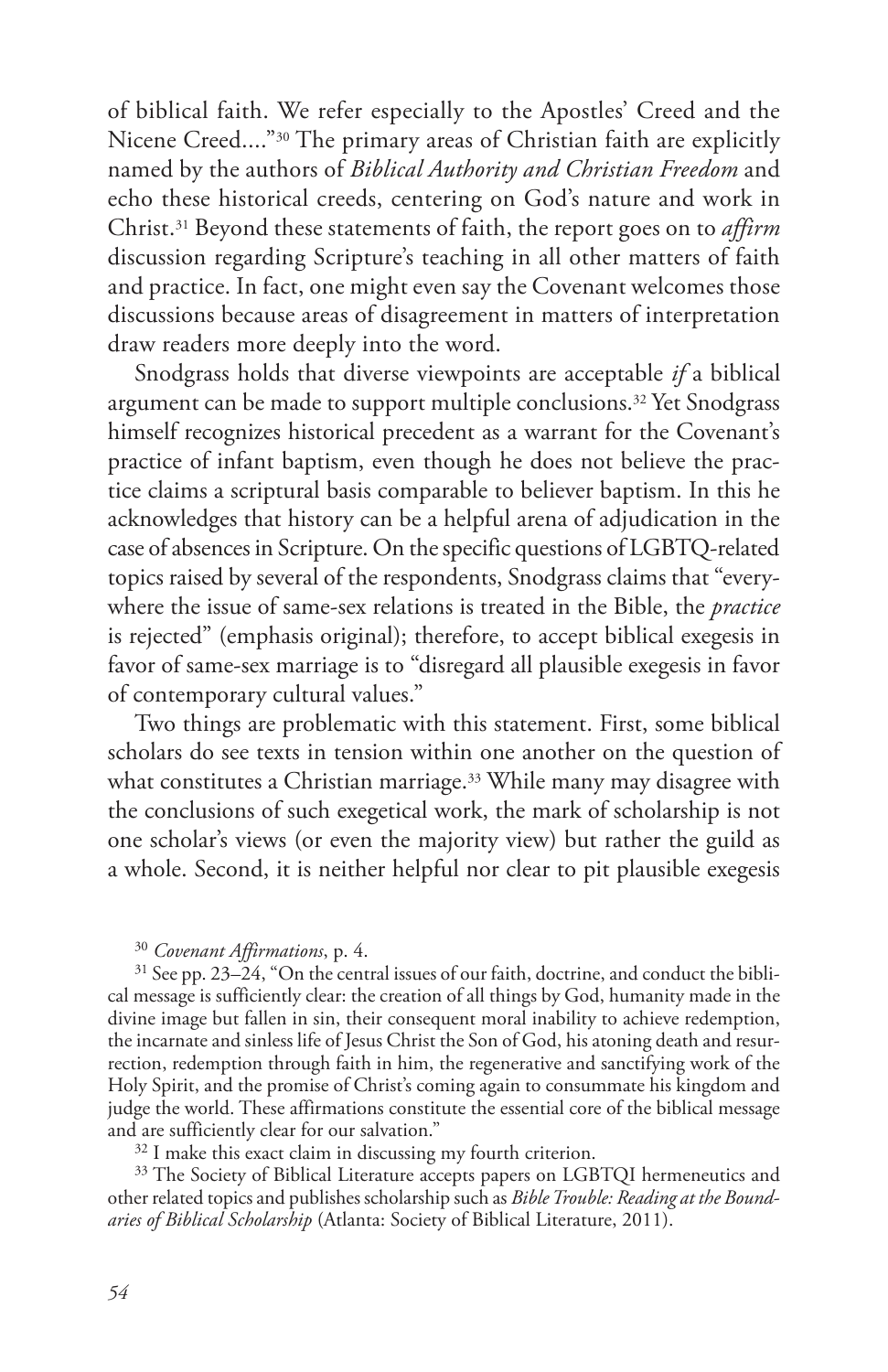of biblical faith. We refer especially to the Apostles' Creed and the Nicene Creed...."[30] The primary areas of Christian faith are explicitly named by the authors of *Biblical Authority and Christian Freedom* and echo these historical creeds, centering on God's nature and work in Christ.[31] Beyond these statements of faith, the report goes on to *affirm* discussion regarding Scripture's teaching in all other matters of faith and practice. In fact, one might even say the Covenant welcomes those discussions because areas of disagreement in matters of interpretation draw readers more deeply into the word.

Snodgrass holds that diverse viewpoints are acceptable *if* a biblical argument can be made to support multiple conclusions.[32] Yet Snodgrass himself recognizes historical precedent as a warrant for the Covenant's practice of infant baptism, even though he does not believe the practice claims a scriptural basis comparable to believer baptism. In this he acknowledges that history can be a helpful arena of adjudication in the case of absences in Scripture. On the specific questions of LGBTQ-related topics raised by several of the respondents, Snodgrass claims that "everywhere the issue of same-sex relations is treated in the Bible, the *practice* is rejected" (emphasis original); therefore, to accept biblical exegesis in favor of same-sex marriage is to "disregard all plausible exegesis in favor of contemporary cultural values."

Two things are problematic with this statement. First, some biblical scholars do see texts in tension within one another on the question of what constitutes a Christian marriage.[33] While many may disagree with the conclusions of such exegetical work, the mark of scholarship is not one scholar's views (or even the majority view) but rather the guild as a whole. Second, it is neither helpful nor clear to pit plausible exegesis

---

[30] *Covenant Affirmations*, p. 4.

[31] See pp. 23–24, "On the central issues of our faith, doctrine, and conduct the biblical message is sufficiently clear: the creation of all things by God, humanity made in the divine image but fallen in sin, their consequent moral inability to achieve redemption, the incarnate and sinless life of Jesus Christ the Son of God, his atoning death and resurrection, redemption through faith in him, the regenerative and sanctifying work of the Holy Spirit, and the promise of Christ's coming again to consummate his kingdom and judge the world. These affirmations constitute the essential core of the biblical message and are sufficiently clear for our salvation."

[32] I make this exact claim in discussing my fourth criterion.

[33] The Society of Biblical Literature accepts papers on LGBTQI hermeneutics and other related topics and publishes scholarship such as *Bible Trouble: Reading at the Boundaries of Biblical Scholarship* (Atlanta: Society of Biblical Literature, 2011).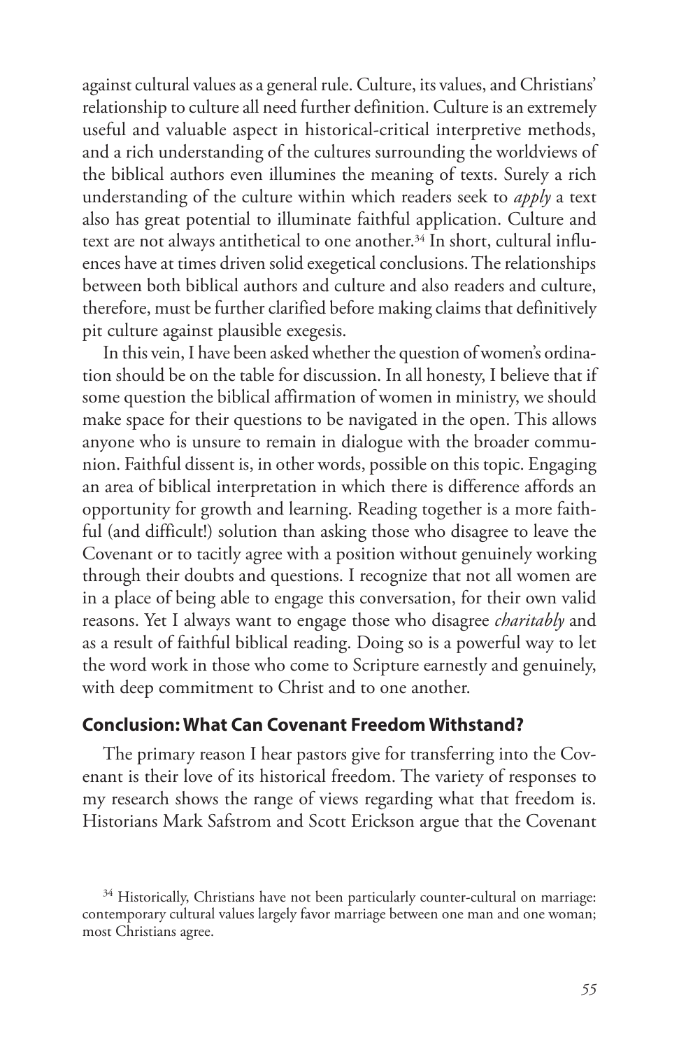against cultural values as a general rule. Culture, its values, and Christians' relationship to culture all need further definition. Culture is an extremely useful and valuable aspect in historical-critical interpretive methods, and a rich understanding of the cultures surrounding the worldviews of the biblical authors even illumines the meaning of texts. Surely a rich understanding of the culture within which readers seek to *apply* a text also has great potential to illuminate faithful application. Culture and text are not always antithetical to one another.[34] In short, cultural influences have at times driven solid exegetical conclusions. The relationships between both biblical authors and culture and also readers and culture, therefore, must be further clarified before making claims that definitively pit culture against plausible exegesis.

In this vein, I have been asked whether the question of women's ordination should be on the table for discussion. In all honesty, I believe that if some question the biblical affirmation of women in ministry, we should make space for their questions to be navigated in the open. This allows anyone who is unsure to remain in dialogue with the broader communion. Faithful dissent is, in other words, possible on this topic. Engaging an area of biblical interpretation in which there is difference affords an opportunity for growth and learning. Reading together is a more faithful (and difficult!) solution than asking those who disagree to leave the Covenant or to tacitly agree with a position without genuinely working through their doubts and questions. I recognize that not all women are in a place of being able to engage this conversation, for their own valid reasons. Yet I always want to engage those who disagree *charitably* and as a result of faithful biblical reading. Doing so is a powerful way to let the word work in those who come to Scripture earnestly and genuinely, with deep commitment to Christ and to one another.

## Conclusion: What Can Covenant Freedom Withstand?

The primary reason I hear pastors give for transferring into the Covenant is their love of its historical freedom. The variety of responses to my research shows the range of views regarding what that freedom is. Historians Mark Safstrom and Scott Erickson argue that the Covenant

[34] Historically, Christians have not been particularly counter-cultural on marriage: contemporary cultural values largely favor marriage between one man and one woman; most Christians agree.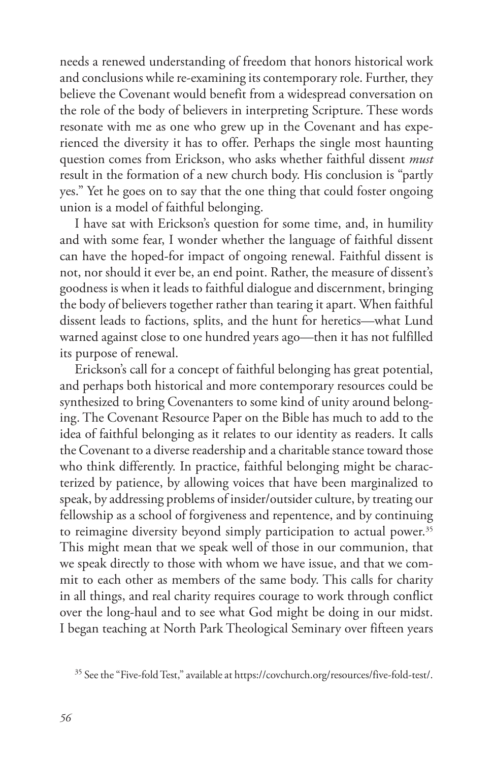needs a renewed understanding of freedom that honors historical work and conclusions while re-examining its contemporary role. Further, they believe the Covenant would benefit from a widespread conversation on the role of the body of believers in interpreting Scripture. These words resonate with me as one who grew up in the Covenant and has experienced the diversity it has to offer. Perhaps the single most haunting question comes from Erickson, who asks whether faithful dissent *must* result in the formation of a new church body. His conclusion is "partly yes." Yet he goes on to say that the one thing that could foster ongoing union is a model of faithful belonging.

I have sat with Erickson's question for some time, and, in humility and with some fear, I wonder whether the language of faithful dissent can have the hoped-for impact of ongoing renewal. Faithful dissent is not, nor should it ever be, an end point. Rather, the measure of dissent's goodness is when it leads to faithful dialogue and discernment, bringing the body of believers together rather than tearing it apart. When faithful dissent leads to factions, splits, and the hunt for heretics—what Lund warned against close to one hundred years ago—then it has not fulfilled its purpose of renewal.

Erickson's call for a concept of faithful belonging has great potential, and perhaps both historical and more contemporary resources could be synthesized to bring Covenanters to some kind of unity around belonging. The Covenant Resource Paper on the Bible has much to add to the idea of faithful belonging as it relates to our identity as readers. It calls the Covenant to a diverse readership and a charitable stance toward those who think differently. In practice, faithful belonging might be characterized by patience, by allowing voices that have been marginalized to speak, by addressing problems of insider/outsider culture, by treating our fellowship as a school of forgiveness and repentence, and by continuing to reimagine diversity beyond simply participation to actual power.[35] This might mean that we speak well of those in our communion, that we speak directly to those with whom we have issue, and that we commit to each other as members of the same body. This calls for charity in all things, and real charity requires courage to work through conflict over the long-haul and to see what God might be doing in our midst. I began teaching at North Park Theological Seminary over fifteen years

[35] See the "Five-fold Test," available at https://covchurch.org/resources/five-fold-test/.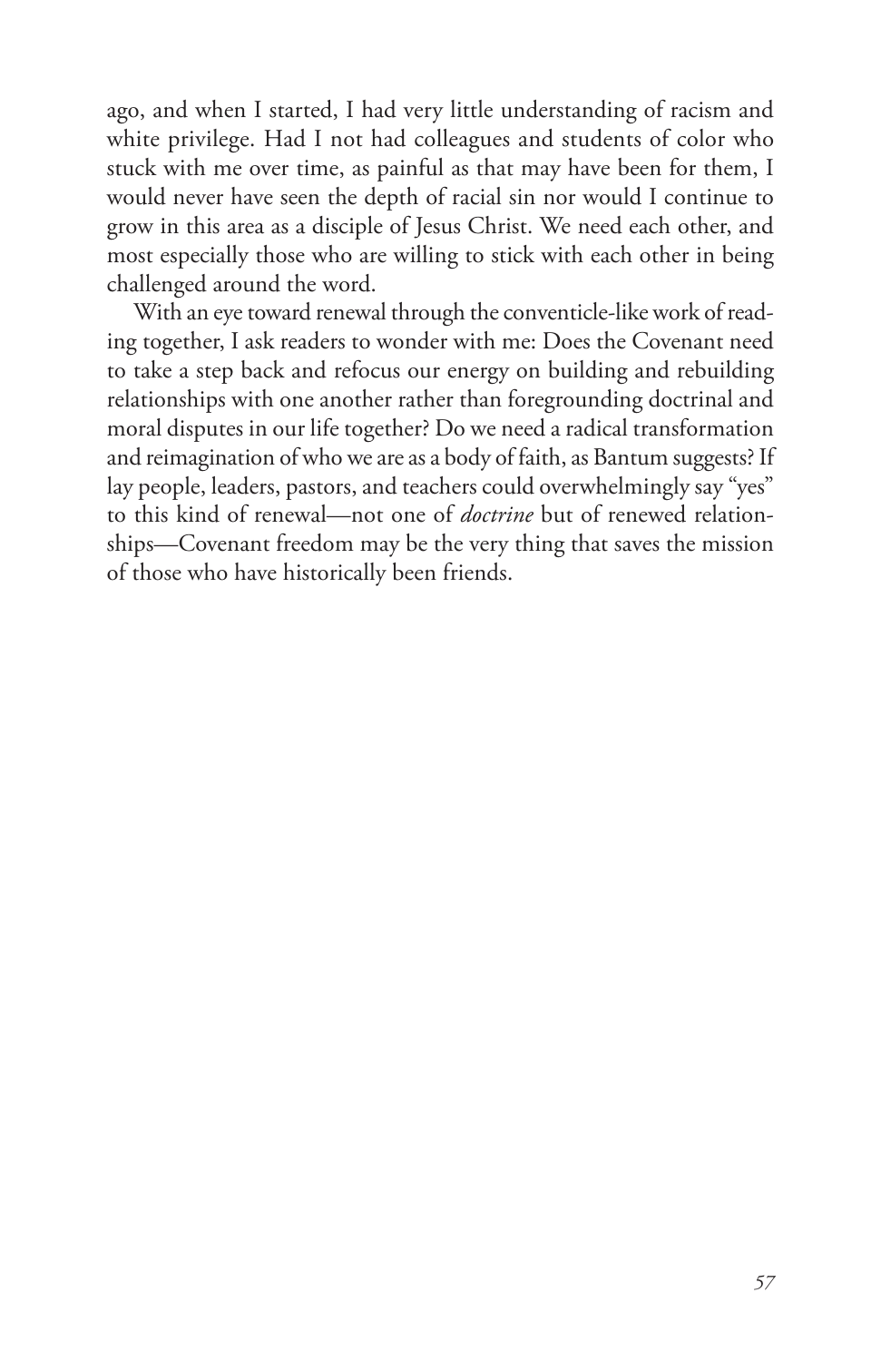ago, and when I started, I had very little understanding of racism and white privilege. Had I not had colleagues and students of color who stuck with me over time, as painful as that may have been for them, I would never have seen the depth of racial sin nor would I continue to grow in this area as a disciple of Jesus Christ. We need each other, and most especially those who are willing to stick with each other in being challenged around the word.

With an eye toward renewal through the conventicle-like work of reading together, I ask readers to wonder with me: Does the Covenant need to take a step back and refocus our energy on building and rebuilding relationships with one another rather than foregrounding doctrinal and moral disputes in our life together? Do we need a radical transformation and reimagination of who we are as a body of faith, as Bantum suggests? If lay people, leaders, pastors, and teachers could overwhelmingly say "yes" to this kind of renewal—not one of *doctrine* but of renewed relationships—Covenant freedom may be the very thing that saves the mission of those who have historically been friends.